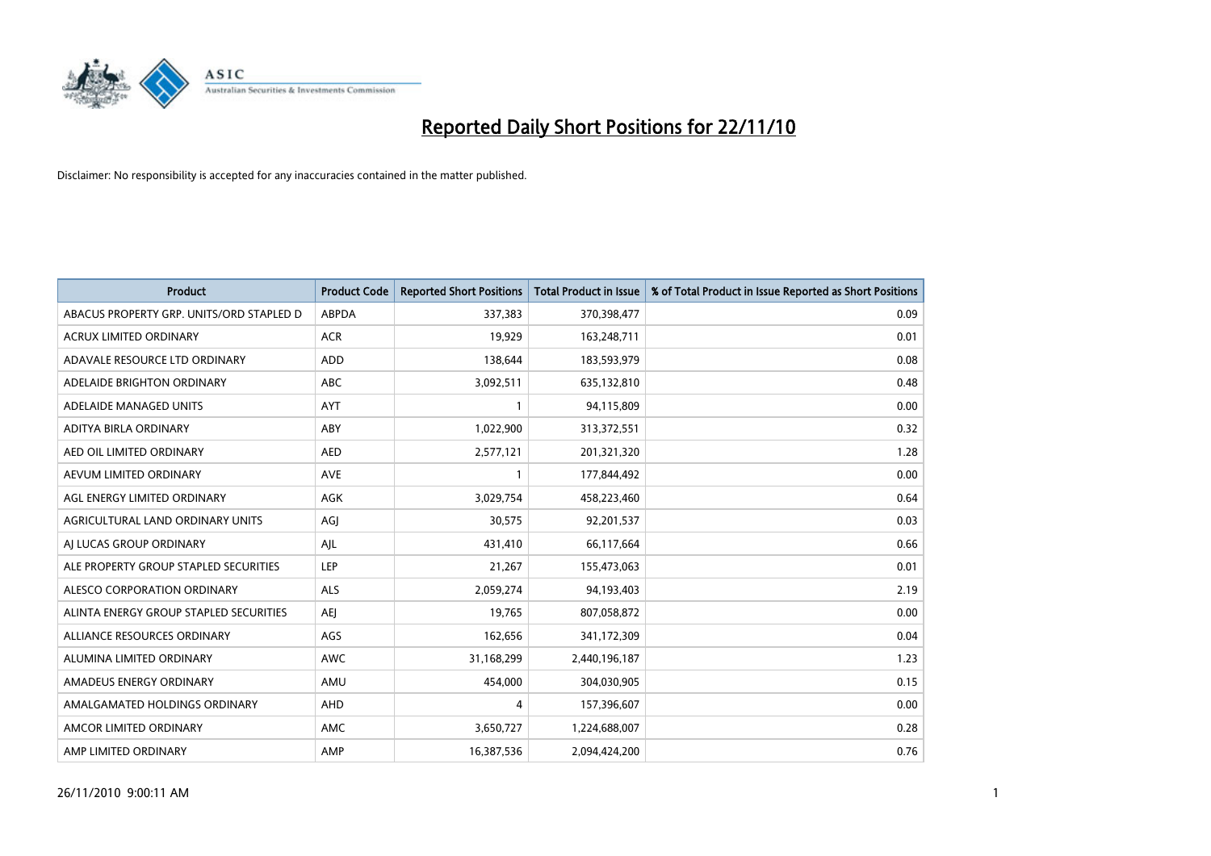# Reported Daily Short Positions for 22/11/10

Disclaimer: No responsibility is accepted for any inaccuracies contained in the matter published.

| Product | Product Code | Reported Short Positions | Total Product in Issue | % of Total Product in Issue Reported as Short Positions |
|---|---|---|---|---|
| ABACUS PROPERTY GRP. UNITS/ORD STAPLED D | ABPDA | 337,383 | 370,398,477 | 0.09 |
| ACRUX LIMITED ORDINARY | ACR | 19,929 | 163,248,711 | 0.01 |
| ADAVALE RESOURCE LTD ORDINARY | ADD | 138,644 | 183,593,979 | 0.08 |
| ADELAIDE BRIGHTON ORDINARY | ABC | 3,092,511 | 635,132,810 | 0.48 |
| ADELAIDE MANAGED UNITS | AYT | 1 | 94,115,809 | 0.00 |
| ADITYA BIRLA ORDINARY | ABY | 1,022,900 | 313,372,551 | 0.32 |
| AED OIL LIMITED ORDINARY | AED | 2,577,121 | 201,321,320 | 1.28 |
| AEVUM LIMITED ORDINARY | AVE | 1 | 177,844,492 | 0.00 |
| AGL ENERGY LIMITED ORDINARY | AGK | 3,029,754 | 458,223,460 | 0.64 |
| AGRICULTURAL LAND ORDINARY UNITS | AGJ | 30,575 | 92,201,537 | 0.03 |
| AJ LUCAS GROUP ORDINARY | AJL | 431,410 | 66,117,664 | 0.66 |
| ALE PROPERTY GROUP STAPLED SECURITIES | LEP | 21,267 | 155,473,063 | 0.01 |
| ALESCO CORPORATION ORDINARY | ALS | 2,059,274 | 94,193,403 | 2.19 |
| ALINTA ENERGY GROUP STAPLED SECURITIES | AEJ | 19,765 | 807,058,872 | 0.00 |
| ALLIANCE RESOURCES ORDINARY | AGS | 162,656 | 341,172,309 | 0.04 |
| ALUMINA LIMITED ORDINARY | AWC | 31,168,299 | 2,440,196,187 | 1.23 |
| AMADEUS ENERGY ORDINARY | AMU | 454,000 | 304,030,905 | 0.15 |
| AMALGAMATED HOLDINGS ORDINARY | AHD | 4 | 157,396,607 | 0.00 |
| AMCOR LIMITED ORDINARY | AMC | 3,650,727 | 1,224,688,007 | 0.28 |
| AMP LIMITED ORDINARY | AMP | 16,387,536 | 2,094,424,200 | 0.76 |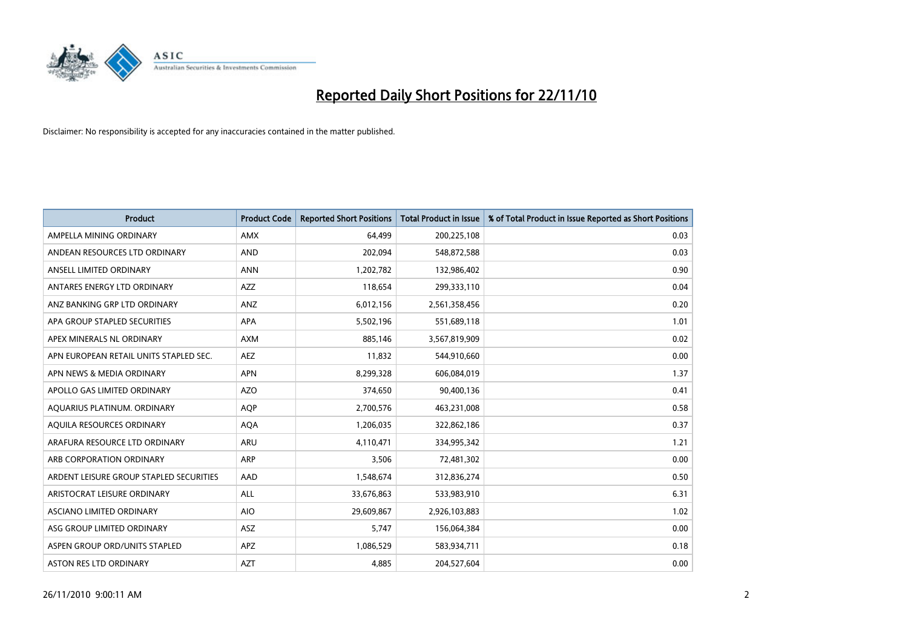# Reported Daily Short Positions for 22/11/10

Disclaimer: No responsibility is accepted for any inaccuracies contained in the matter published.

| Product | Product Code | Reported Short Positions | Total Product in Issue | % of Total Product in Issue Reported as Short Positions |
|---|---|---|---|---|
| AMPELLA MINING ORDINARY | AMX | 64,499 | 200,225,108 | 0.03 |
| ANDEAN RESOURCES LTD ORDINARY | AND | 202,094 | 548,872,588 | 0.03 |
| ANSELL LIMITED ORDINARY | ANN | 1,202,782 | 132,986,402 | 0.90 |
| ANTARES ENERGY LTD ORDINARY | AZZ | 118,654 | 299,333,110 | 0.04 |
| ANZ BANKING GRP LTD ORDINARY | ANZ | 6,012,156 | 2,561,358,456 | 0.20 |
| APA GROUP STAPLED SECURITIES | APA | 5,502,196 | 551,689,118 | 1.01 |
| APEX MINERALS NL ORDINARY | AXM | 885,146 | 3,567,819,909 | 0.02 |
| APN EUROPEAN RETAIL UNITS STAPLED SEC. | AEZ | 11,832 | 544,910,660 | 0.00 |
| APN NEWS & MEDIA ORDINARY | APN | 8,299,328 | 606,084,019 | 1.37 |
| APOLLO GAS LIMITED ORDINARY | AZO | 374,650 | 90,400,136 | 0.41 |
| AQUARIUS PLATINUM. ORDINARY | AQP | 2,700,576 | 463,231,008 | 0.58 |
| AQUILA RESOURCES ORDINARY | AQA | 1,206,035 | 322,862,186 | 0.37 |
| ARAFURA RESOURCE LTD ORDINARY | ARU | 4,110,471 | 334,995,342 | 1.21 |
| ARB CORPORATION ORDINARY | ARP | 3,506 | 72,481,302 | 0.00 |
| ARDENT LEISURE GROUP STAPLED SECURITIES | AAD | 1,548,674 | 312,836,274 | 0.50 |
| ARISTOCRAT LEISURE ORDINARY | ALL | 33,676,863 | 533,983,910 | 6.31 |
| ASCIANO LIMITED ORDINARY | AIO | 29,609,867 | 2,926,103,883 | 1.02 |
| ASG GROUP LIMITED ORDINARY | ASZ | 5,747 | 156,064,384 | 0.00 |
| ASPEN GROUP ORD/UNITS STAPLED | APZ | 1,086,529 | 583,934,711 | 0.18 |
| ASTON RES LTD ORDINARY | AZT | 4,885 | 204,527,604 | 0.00 |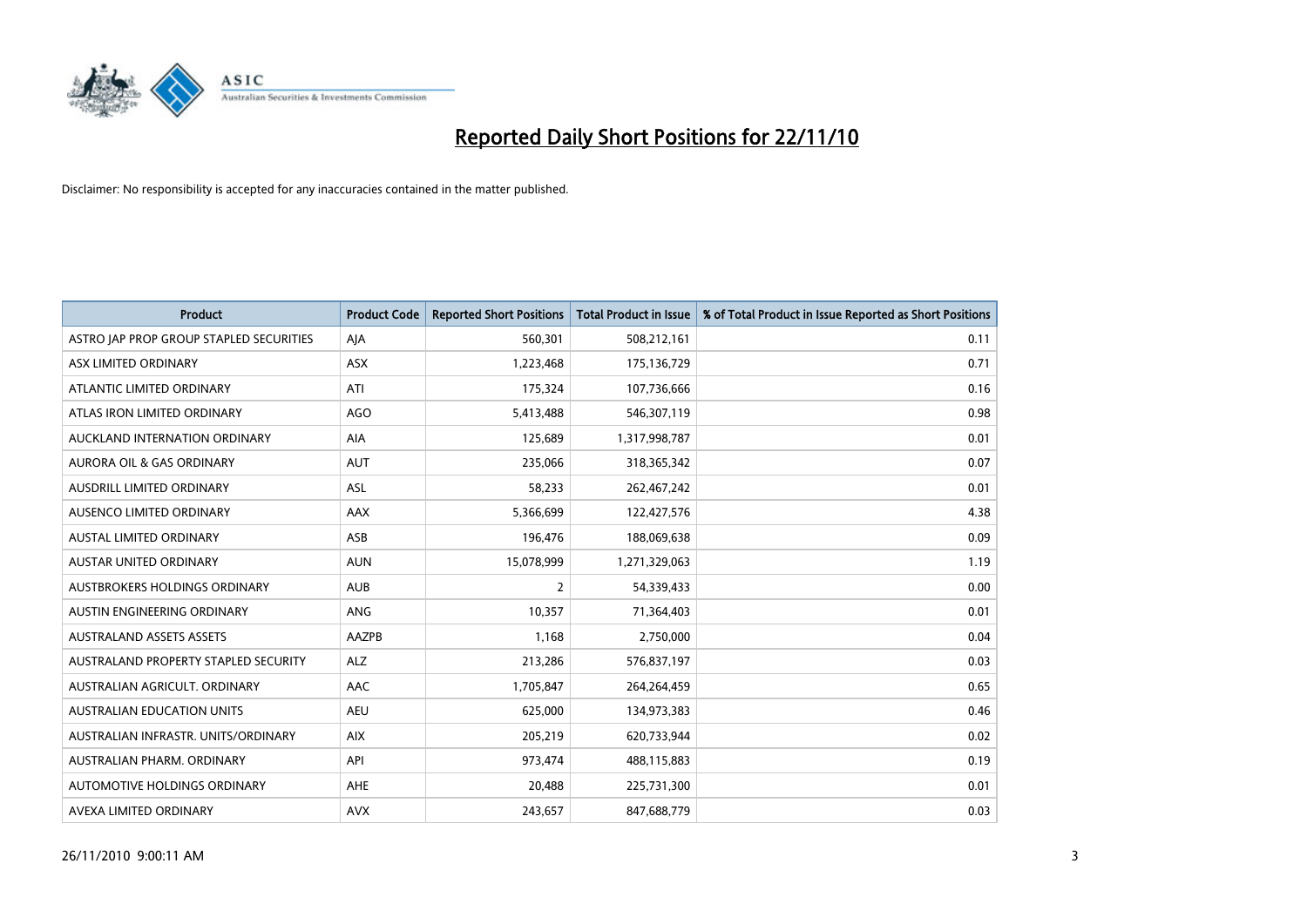# Reported Daily Short Positions for 22/11/10

Disclaimer: No responsibility is accepted for any inaccuracies contained in the matter published.

| Product | Product Code | Reported Short Positions | Total Product in Issue | % of Total Product in Issue Reported as Short Positions |
|---|---|---|---|---|
| ASTRO JAP PROP GROUP STAPLED SECURITIES | AJA | 560,301 | 508,212,161 | 0.11 |
| ASX LIMITED ORDINARY | ASX | 1,223,468 | 175,136,729 | 0.71 |
| ATLANTIC LIMITED ORDINARY | ATI | 175,324 | 107,736,666 | 0.16 |
| ATLAS IRON LIMITED ORDINARY | AGO | 5,413,488 | 546,307,119 | 0.98 |
| AUCKLAND INTERNATION ORDINARY | AIA | 125,689 | 1,317,998,787 | 0.01 |
| AURORA OIL & GAS ORDINARY | AUT | 235,066 | 318,365,342 | 0.07 |
| AUSDRILL LIMITED ORDINARY | ASL | 58,233 | 262,467,242 | 0.01 |
| AUSENCO LIMITED ORDINARY | AAX | 5,366,699 | 122,427,576 | 4.38 |
| AUSTAL LIMITED ORDINARY | ASB | 196,476 | 188,069,638 | 0.09 |
| AUSTAR UNITED ORDINARY | AUN | 15,078,999 | 1,271,329,063 | 1.19 |
| AUSTBROKERS HOLDINGS ORDINARY | AUB | 2 | 54,339,433 | 0.00 |
| AUSTIN ENGINEERING ORDINARY | ANG | 10,357 | 71,364,403 | 0.01 |
| AUSTRALAND ASSETS ASSETS | AAZPB | 1,168 | 2,750,000 | 0.04 |
| AUSTRALAND PROPERTY STAPLED SECURITY | ALZ | 213,286 | 576,837,197 | 0.03 |
| AUSTRALIAN AGRICULT. ORDINARY | AAC | 1,705,847 | 264,264,459 | 0.65 |
| AUSTRALIAN EDUCATION UNITS | AEU | 625,000 | 134,973,383 | 0.46 |
| AUSTRALIAN INFRASTR. UNITS/ORDINARY | AIX | 205,219 | 620,733,944 | 0.02 |
| AUSTRALIAN PHARM. ORDINARY | API | 973,474 | 488,115,883 | 0.19 |
| AUTOMOTIVE HOLDINGS ORDINARY | AHE | 20,488 | 225,731,300 | 0.01 |
| AVEXA LIMITED ORDINARY | AVX | 243,657 | 847,688,779 | 0.03 |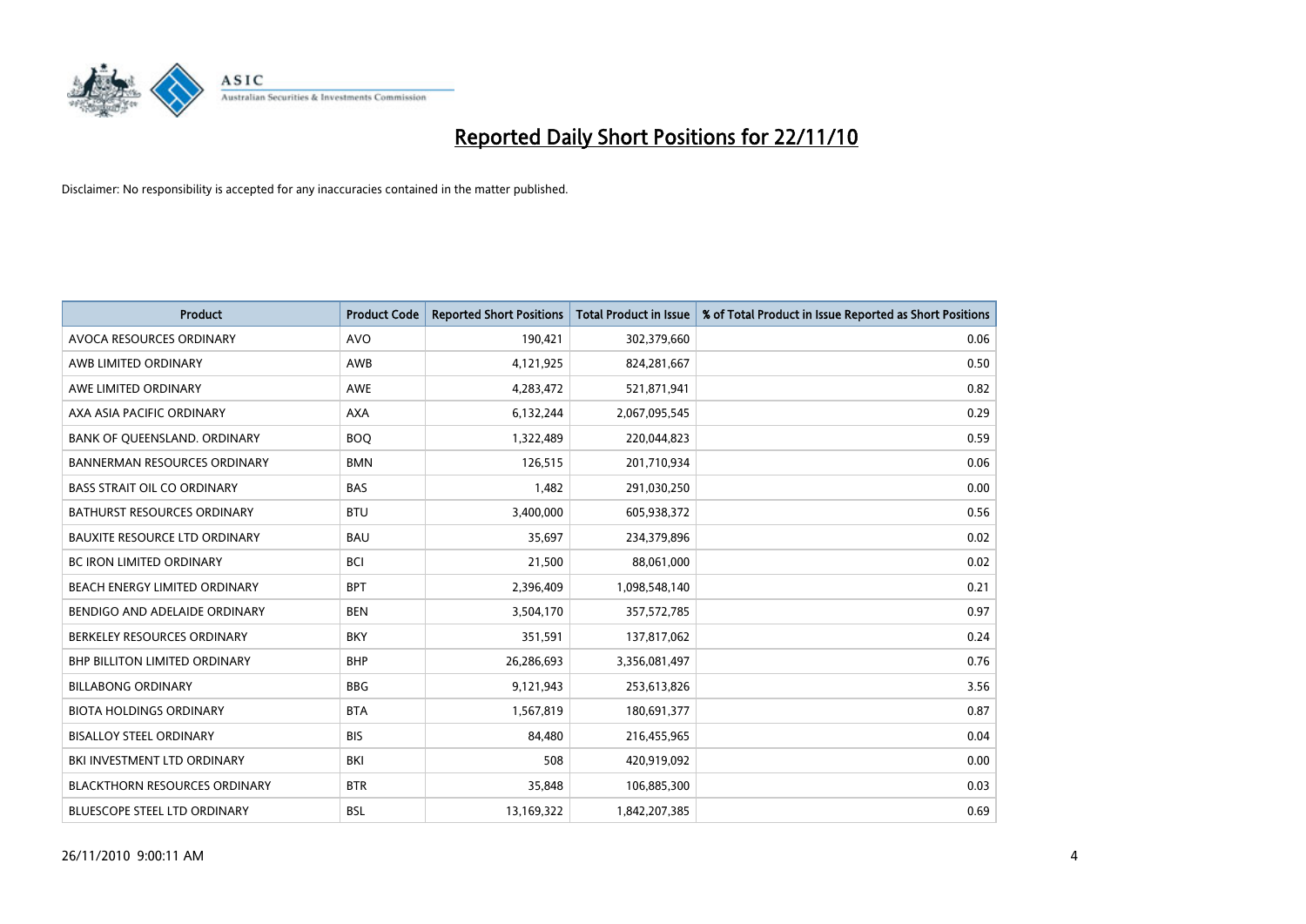# Reported Daily Short Positions for 22/11/10

Disclaimer: No responsibility is accepted for any inaccuracies contained in the matter published.

| Product | Product Code | Reported Short Positions | Total Product in Issue | % of Total Product in Issue Reported as Short Positions |
| --- | --- | --- | --- | --- |
| AVOCA RESOURCES ORDINARY | AVO | 190,421 | 302,379,660 | 0.06 |
| AWB LIMITED ORDINARY | AWB | 4,121,925 | 824,281,667 | 0.50 |
| AWE LIMITED ORDINARY | AWE | 4,283,472 | 521,871,941 | 0.82 |
| AXA ASIA PACIFIC ORDINARY | AXA | 6,132,244 | 2,067,095,545 | 0.29 |
| BANK OF QUEENSLAND. ORDINARY | BOQ | 1,322,489 | 220,044,823 | 0.59 |
| BANNERMAN RESOURCES ORDINARY | BMN | 126,515 | 201,710,934 | 0.06 |
| BASS STRAIT OIL CO ORDINARY | BAS | 1,482 | 291,030,250 | 0.00 |
| BATHURST RESOURCES ORDINARY | BTU | 3,400,000 | 605,938,372 | 0.56 |
| BAUXITE RESOURCE LTD ORDINARY | BAU | 35,697 | 234,379,896 | 0.02 |
| BC IRON LIMITED ORDINARY | BCI | 21,500 | 88,061,000 | 0.02 |
| BEACH ENERGY LIMITED ORDINARY | BPT | 2,396,409 | 1,098,548,140 | 0.21 |
| BENDIGO AND ADELAIDE ORDINARY | BEN | 3,504,170 | 357,572,785 | 0.97 |
| BERKELEY RESOURCES ORDINARY | BKY | 351,591 | 137,817,062 | 0.24 |
| BHP BILLITON LIMITED ORDINARY | BHP | 26,286,693 | 3,356,081,497 | 0.76 |
| BILLABONG ORDINARY | BBG | 9,121,943 | 253,613,826 | 3.56 |
| BIOTA HOLDINGS ORDINARY | BTA | 1,567,819 | 180,691,377 | 0.87 |
| BISALLOY STEEL ORDINARY | BIS | 84,480 | 216,455,965 | 0.04 |
| BKI INVESTMENT LTD ORDINARY | BKI | 508 | 420,919,092 | 0.00 |
| BLACKTHORN RESOURCES ORDINARY | BTR | 35,848 | 106,885,300 | 0.03 |
| BLUESCOPE STEEL LTD ORDINARY | BSL | 13,169,322 | 1,842,207,385 | 0.69 |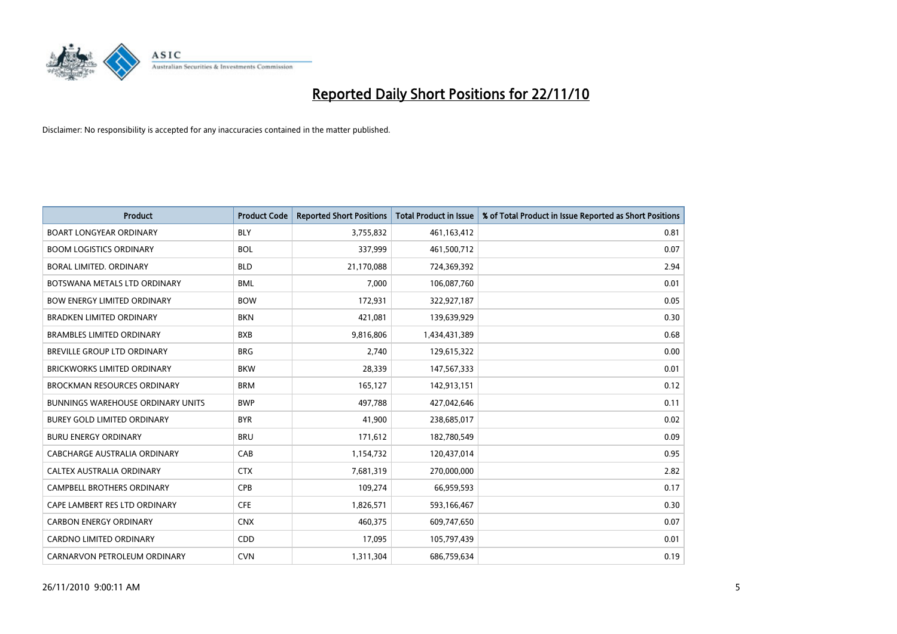# Reported Daily Short Positions for 22/11/10

Disclaimer: No responsibility is accepted for any inaccuracies contained in the matter published.

| Product | Product Code | Reported Short Positions | Total Product in Issue | % of Total Product in Issue Reported as Short Positions |
|---|---|---|---|---|
| BOART LONGYEAR ORDINARY | BLY | 3,755,832 | 461,163,412 | 0.81 |
| BOOM LOGISTICS ORDINARY | BOL | 337,999 | 461,500,712 | 0.07 |
| BORAL LIMITED. ORDINARY | BLD | 21,170,088 | 724,369,392 | 2.94 |
| BOTSWANA METALS LTD ORDINARY | BML | 7,000 | 106,087,760 | 0.01 |
| BOW ENERGY LIMITED ORDINARY | BOW | 172,931 | 322,927,187 | 0.05 |
| BRADKEN LIMITED ORDINARY | BKN | 421,081 | 139,639,929 | 0.30 |
| BRAMBLES LIMITED ORDINARY | BXB | 9,816,806 | 1,434,431,389 | 0.68 |
| BREVILLE GROUP LTD ORDINARY | BRG | 2,740 | 129,615,322 | 0.00 |
| BRICKWORKS LIMITED ORDINARY | BKW | 28,339 | 147,567,333 | 0.01 |
| BROCKMAN RESOURCES ORDINARY | BRM | 165,127 | 142,913,151 | 0.12 |
| BUNNINGS WAREHOUSE ORDINARY UNITS | BWP | 497,788 | 427,042,646 | 0.11 |
| BUREY GOLD LIMITED ORDINARY | BYR | 41,900 | 238,685,017 | 0.02 |
| BURU ENERGY ORDINARY | BRU | 171,612 | 182,780,549 | 0.09 |
| CABCHARGE AUSTRALIA ORDINARY | CAB | 1,154,732 | 120,437,014 | 0.95 |
| CALTEX AUSTRALIA ORDINARY | CTX | 7,681,319 | 270,000,000 | 2.82 |
| CAMPBELL BROTHERS ORDINARY | CPB | 109,274 | 66,959,593 | 0.17 |
| CAPE LAMBERT RES LTD ORDINARY | CFE | 1,826,571 | 593,166,467 | 0.30 |
| CARBON ENERGY ORDINARY | CNX | 460,375 | 609,747,650 | 0.07 |
| CARDNO LIMITED ORDINARY | CDD | 17,095 | 105,797,439 | 0.01 |
| CARNARVON PETROLEUM ORDINARY | CVN | 1,311,304 | 686,759,634 | 0.19 |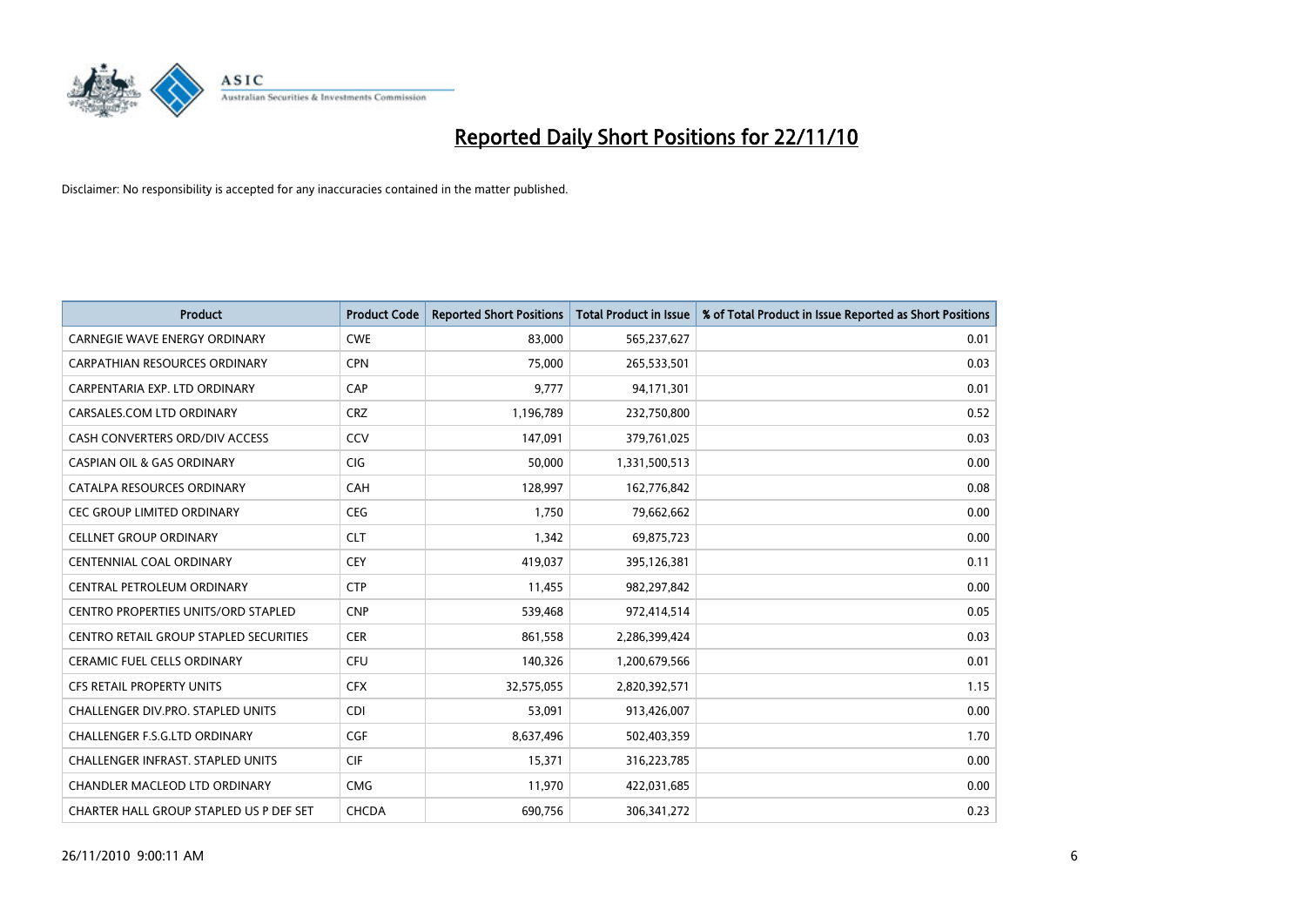# Reported Daily Short Positions for 22/11/10

Disclaimer: No responsibility is accepted for any inaccuracies contained in the matter published.

| Product | Product Code | Reported Short Positions | Total Product in Issue | % of Total Product in Issue Reported as Short Positions |
|---|---|---|---|---|
| CARNEGIE WAVE ENERGY ORDINARY | CWE | 83,000 | 565,237,627 | 0.01 |
| CARPATHIAN RESOURCES ORDINARY | CPN | 75,000 | 265,533,501 | 0.03 |
| CARPENTARIA EXP. LTD ORDINARY | CAP | 9,777 | 94,171,301 | 0.01 |
| CARSALES.COM LTD ORDINARY | CRZ | 1,196,789 | 232,750,800 | 0.52 |
| CASH CONVERTERS ORD/DIV ACCESS | CCV | 147,091 | 379,761,025 | 0.03 |
| CASPIAN OIL & GAS ORDINARY | CIG | 50,000 | 1,331,500,513 | 0.00 |
| CATALPA RESOURCES ORDINARY | CAH | 128,997 | 162,776,842 | 0.08 |
| CEC GROUP LIMITED ORDINARY | CEG | 1,750 | 79,662,662 | 0.00 |
| CELLNET GROUP ORDINARY | CLT | 1,342 | 69,875,723 | 0.00 |
| CENTENNIAL COAL ORDINARY | CEY | 419,037 | 395,126,381 | 0.11 |
| CENTRAL PETROLEUM ORDINARY | CTP | 11,455 | 982,297,842 | 0.00 |
| CENTRO PROPERTIES UNITS/ORD STAPLED | CNP | 539,468 | 972,414,514 | 0.05 |
| CENTRO RETAIL GROUP STAPLED SECURITIES | CER | 861,558 | 2,286,399,424 | 0.03 |
| CERAMIC FUEL CELLS ORDINARY | CFU | 140,326 | 1,200,679,566 | 0.01 |
| CFS RETAIL PROPERTY UNITS | CFX | 32,575,055 | 2,820,392,571 | 1.15 |
| CHALLENGER DIV.PRO. STAPLED UNITS | CDI | 53,091 | 913,426,007 | 0.00 |
| CHALLENGER F.S.G.LTD ORDINARY | CGF | 8,637,496 | 502,403,359 | 1.70 |
| CHALLENGER INFRAST. STAPLED UNITS | CIF | 15,371 | 316,223,785 | 0.00 |
| CHANDLER MACLEOD LTD ORDINARY | CMG | 11,970 | 422,031,685 | 0.00 |
| CHARTER HALL GROUP STAPLED US P DEF SET | CHCDA | 690,756 | 306,341,272 | 0.23 |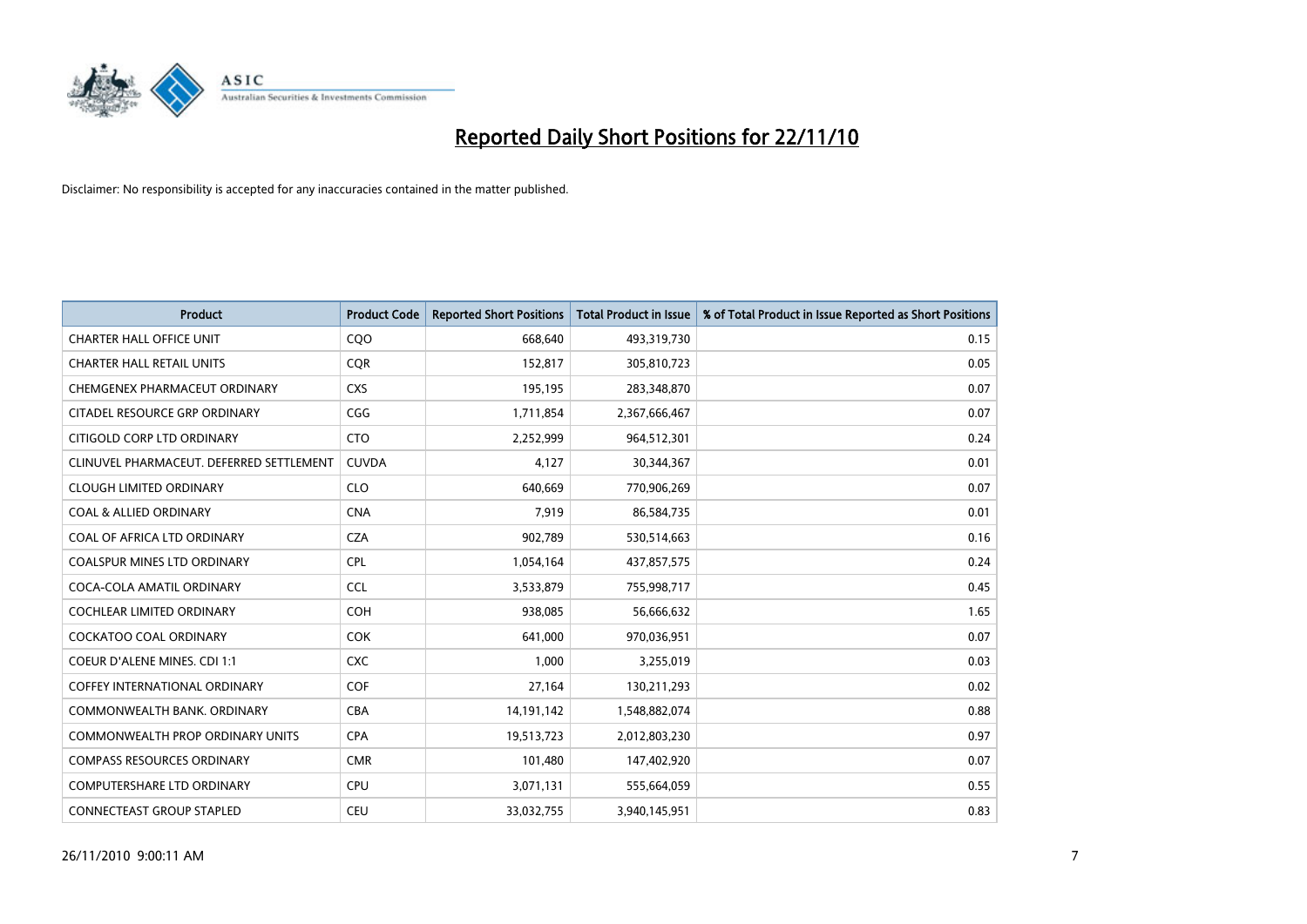# Reported Daily Short Positions for 22/11/10

Disclaimer: No responsibility is accepted for any inaccuracies contained in the matter published.

| Product | Product Code | Reported Short Positions | Total Product in Issue | % of Total Product in Issue Reported as Short Positions |
|---|---|---|---|---|
| CHARTER HALL OFFICE UNIT | CQO | 668,640 | 493,319,730 | 0.15 |
| CHARTER HALL RETAIL UNITS | CQR | 152,817 | 305,810,723 | 0.05 |
| CHEMGENEX PHARMACEUT ORDINARY | CXS | 195,195 | 283,348,870 | 0.07 |
| CITADEL RESOURCE GRP ORDINARY | CGG | 1,711,854 | 2,367,666,467 | 0.07 |
| CITIGOLD CORP LTD ORDINARY | CTO | 2,252,999 | 964,512,301 | 0.24 |
| CLINUVEL PHARMACEUT. DEFERRED SETTLEMENT | CUVDA | 4,127 | 30,344,367 | 0.01 |
| CLOUGH LIMITED ORDINARY | CLO | 640,669 | 770,906,269 | 0.07 |
| COAL & ALLIED ORDINARY | CNA | 7,919 | 86,584,735 | 0.01 |
| COAL OF AFRICA LTD ORDINARY | CZA | 902,789 | 530,514,663 | 0.16 |
| COALSPUR MINES LTD ORDINARY | CPL | 1,054,164 | 437,857,575 | 0.24 |
| COCA-COLA AMATIL ORDINARY | CCL | 3,533,879 | 755,998,717 | 0.45 |
| COCHLEAR LIMITED ORDINARY | COH | 938,085 | 56,666,632 | 1.65 |
| COCKATOO COAL ORDINARY | COK | 641,000 | 970,036,951 | 0.07 |
| COEUR D'ALENE MINES. CDI 1:1 | CXC | 1,000 | 3,255,019 | 0.03 |
| COFFEY INTERNATIONAL ORDINARY | COF | 27,164 | 130,211,293 | 0.02 |
| COMMONWEALTH BANK. ORDINARY | CBA | 14,191,142 | 1,548,882,074 | 0.88 |
| COMMONWEALTH PROP ORDINARY UNITS | CPA | 19,513,723 | 2,012,803,230 | 0.97 |
| COMPASS RESOURCES ORDINARY | CMR | 101,480 | 147,402,920 | 0.07 |
| COMPUTERSHARE LTD ORDINARY | CPU | 3,071,131 | 555,664,059 | 0.55 |
| CONNECTEAST GROUP STAPLED | CEU | 33,032,755 | 3,940,145,951 | 0.83 |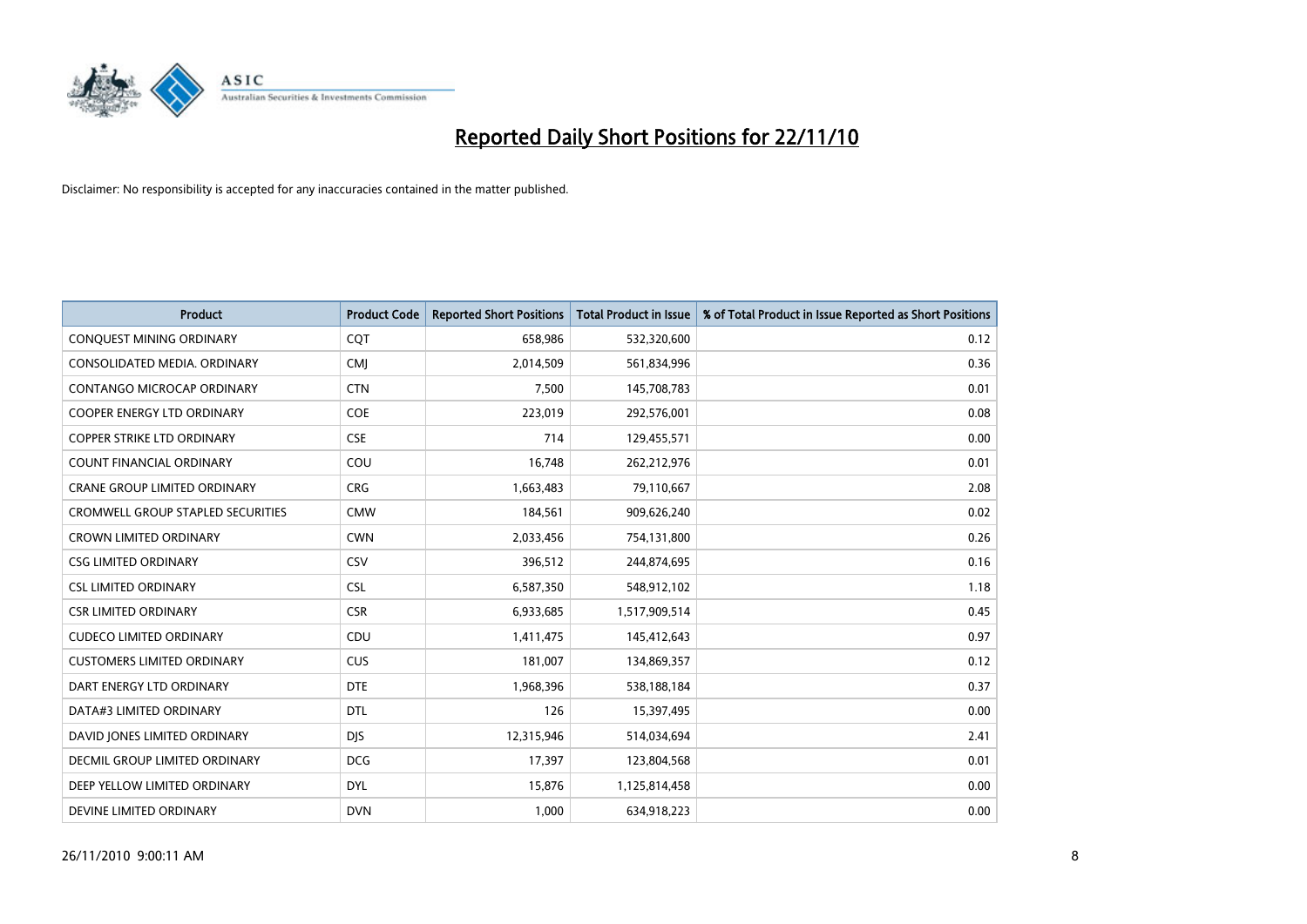# Reported Daily Short Positions for 22/11/10

Disclaimer: No responsibility is accepted for any inaccuracies contained in the matter published.

| Product | Product Code | Reported Short Positions | Total Product in Issue | % of Total Product in Issue Reported as Short Positions |
|---|---|---|---|---|
| CONQUEST MINING ORDINARY | CQT | 658,986 | 532,320,600 | 0.12 |
| CONSOLIDATED MEDIA. ORDINARY | CMJ | 2,014,509 | 561,834,996 | 0.36 |
| CONTANGO MICROCAP ORDINARY | CTN | 7,500 | 145,708,783 | 0.01 |
| COOPER ENERGY LTD ORDINARY | COE | 223,019 | 292,576,001 | 0.08 |
| COPPER STRIKE LTD ORDINARY | CSE | 714 | 129,455,571 | 0.00 |
| COUNT FINANCIAL ORDINARY | COU | 16,748 | 262,212,976 | 0.01 |
| CRANE GROUP LIMITED ORDINARY | CRG | 1,663,483 | 79,110,667 | 2.08 |
| CROMWELL GROUP STAPLED SECURITIES | CMW | 184,561 | 909,626,240 | 0.02 |
| CROWN LIMITED ORDINARY | CWN | 2,033,456 | 754,131,800 | 0.26 |
| CSG LIMITED ORDINARY | CSV | 396,512 | 244,874,695 | 0.16 |
| CSL LIMITED ORDINARY | CSL | 6,587,350 | 548,912,102 | 1.18 |
| CSR LIMITED ORDINARY | CSR | 6,933,685 | 1,517,909,514 | 0.45 |
| CUDECO LIMITED ORDINARY | CDU | 1,411,475 | 145,412,643 | 0.97 |
| CUSTOMERS LIMITED ORDINARY | CUS | 181,007 | 134,869,357 | 0.12 |
| DART ENERGY LTD ORDINARY | DTE | 1,968,396 | 538,188,184 | 0.37 |
| DATA#3 LIMITED ORDINARY | DTL | 126 | 15,397,495 | 0.00 |
| DAVID JONES LIMITED ORDINARY | DJS | 12,315,946 | 514,034,694 | 2.41 |
| DECMIL GROUP LIMITED ORDINARY | DCG | 17,397 | 123,804,568 | 0.01 |
| DEEP YELLOW LIMITED ORDINARY | DYL | 15,876 | 1,125,814,458 | 0.00 |
| DEVINE LIMITED ORDINARY | DVN | 1,000 | 634,918,223 | 0.00 |

26/11/2010 9:00:11 AM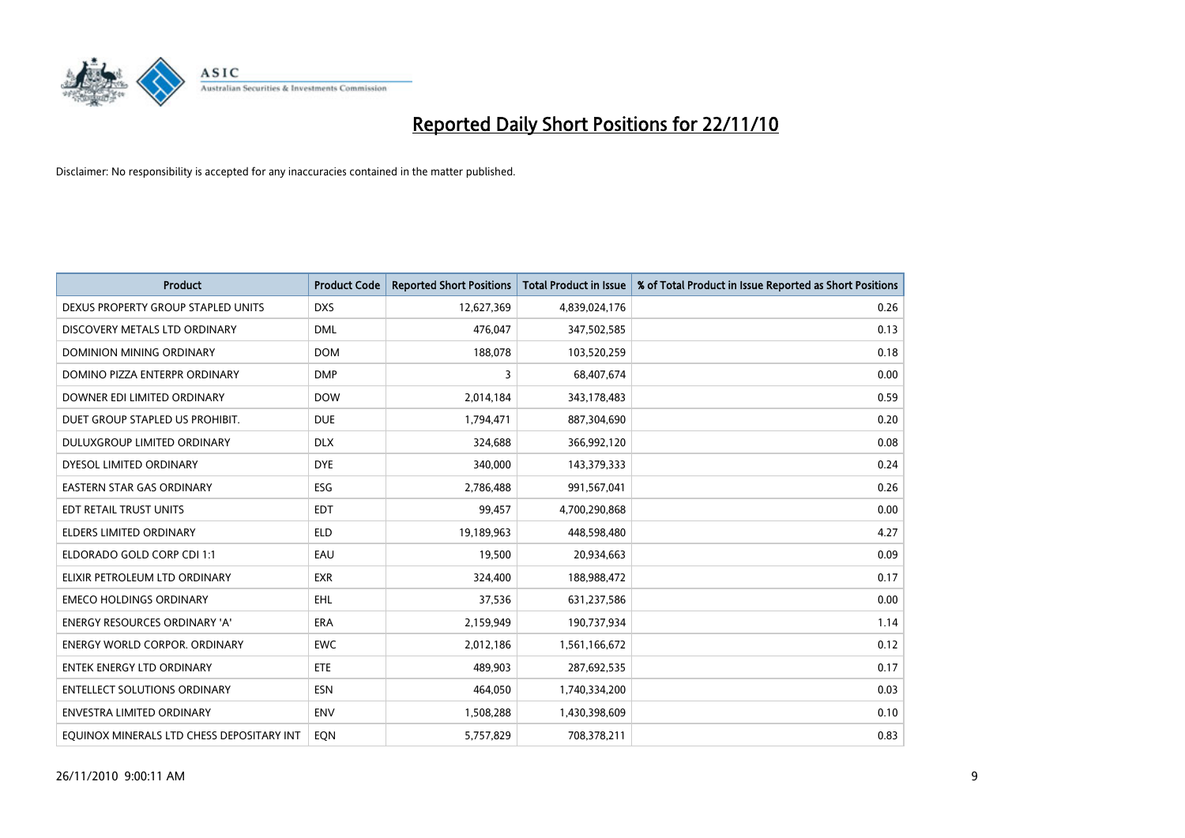# Reported Daily Short Positions for 22/11/10

Disclaimer: No responsibility is accepted for any inaccuracies contained in the matter published.

| Product | Product Code | Reported Short Positions | Total Product in Issue | % of Total Product in Issue Reported as Short Positions |
|---|---|---|---|---|
| DEXUS PROPERTY GROUP STAPLED UNITS | DXS | 12,627,369 | 4,839,024,176 | 0.26 |
| DISCOVERY METALS LTD ORDINARY | DML | 476,047 | 347,502,585 | 0.13 |
| DOMINION MINING ORDINARY | DOM | 188,078 | 103,520,259 | 0.18 |
| DOMINO PIZZA ENTERPR ORDINARY | DMP | 3 | 68,407,674 | 0.00 |
| DOWNER EDI LIMITED ORDINARY | DOW | 2,014,184 | 343,178,483 | 0.59 |
| DUET GROUP STAPLED US PROHIBIT. | DUE | 1,794,471 | 887,304,690 | 0.20 |
| DULUXGROUP LIMITED ORDINARY | DLX | 324,688 | 366,992,120 | 0.08 |
| DYESOL LIMITED ORDINARY | DYE | 340,000 | 143,379,333 | 0.24 |
| EASTERN STAR GAS ORDINARY | ESG | 2,786,488 | 991,567,041 | 0.26 |
| EDT RETAIL TRUST UNITS | EDT | 99,457 | 4,700,290,868 | 0.00 |
| ELDERS LIMITED ORDINARY | ELD | 19,189,963 | 448,598,480 | 4.27 |
| ELDORADO GOLD CORP CDI 1:1 | EAU | 19,500 | 20,934,663 | 0.09 |
| ELIXIR PETROLEUM LTD ORDINARY | EXR | 324,400 | 188,988,472 | 0.17 |
| EMECO HOLDINGS ORDINARY | EHL | 37,536 | 631,237,586 | 0.00 |
| ENERGY RESOURCES ORDINARY 'A' | ERA | 2,159,949 | 190,737,934 | 1.14 |
| ENERGY WORLD CORPOR. ORDINARY | EWC | 2,012,186 | 1,561,166,672 | 0.12 |
| ENTEK ENERGY LTD ORDINARY | ETE | 489,903 | 287,692,535 | 0.17 |
| ENTELLECT SOLUTIONS ORDINARY | ESN | 464,050 | 1,740,334,200 | 0.03 |
| ENVESTRA LIMITED ORDINARY | ENV | 1,508,288 | 1,430,398,609 | 0.10 |
| EQUINOX MINERALS LTD CHESS DEPOSITARY INT | EQN | 5,757,829 | 708,378,211 | 0.83 |

26/11/2010 9:00:11 AM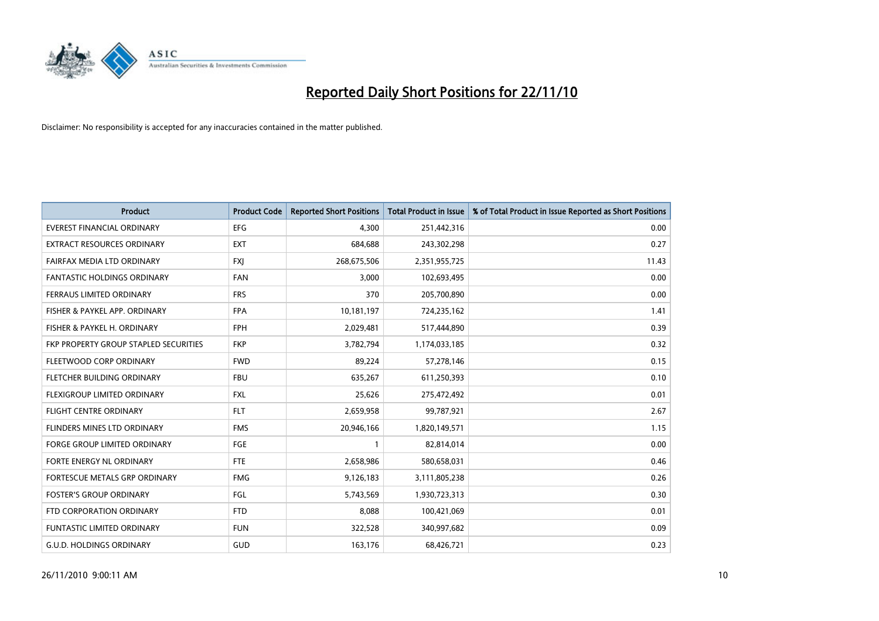# Reported Daily Short Positions for 22/11/10

Disclaimer: No responsibility is accepted for any inaccuracies contained in the matter published.

| Product | Product Code | Reported Short Positions | Total Product in Issue | % of Total Product in Issue Reported as Short Positions |
|---|---|---|---|---|
| EVEREST FINANCIAL ORDINARY | EFG | 4,300 | 251,442,316 | 0.00 |
| EXTRACT RESOURCES ORDINARY | EXT | 684,688 | 243,302,298 | 0.27 |
| FAIRFAX MEDIA LTD ORDINARY | FXJ | 268,675,506 | 2,351,955,725 | 11.43 |
| FANTASTIC HOLDINGS ORDINARY | FAN | 3,000 | 102,693,495 | 0.00 |
| FERRAUS LIMITED ORDINARY | FRS | 370 | 205,700,890 | 0.00 |
| FISHER & PAYKEL APP. ORDINARY | FPA | 10,181,197 | 724,235,162 | 1.41 |
| FISHER & PAYKEL H. ORDINARY | FPH | 2,029,481 | 517,444,890 | 0.39 |
| FKP PROPERTY GROUP STAPLED SECURITIES | FKP | 3,782,794 | 1,174,033,185 | 0.32 |
| FLEETWOOD CORP ORDINARY | FWD | 89,224 | 57,278,146 | 0.15 |
| FLETCHER BUILDING ORDINARY | FBU | 635,267 | 611,250,393 | 0.10 |
| FLEXIGROUP LIMITED ORDINARY | FXL | 25,626 | 275,472,492 | 0.01 |
| FLIGHT CENTRE ORDINARY | FLT | 2,659,958 | 99,787,921 | 2.67 |
| FLINDERS MINES LTD ORDINARY | FMS | 20,946,166 | 1,820,149,571 | 1.15 |
| FORGE GROUP LIMITED ORDINARY | FGE | 1 | 82,814,014 | 0.00 |
| FORTE ENERGY NL ORDINARY | FTE | 2,658,986 | 580,658,031 | 0.46 |
| FORTESCUE METALS GRP ORDINARY | FMG | 9,126,183 | 3,111,805,238 | 0.26 |
| FOSTER'S GROUP ORDINARY | FGL | 5,743,569 | 1,930,723,313 | 0.30 |
| FTD CORPORATION ORDINARY | FTD | 8,088 | 100,421,069 | 0.01 |
| FUNTASTIC LIMITED ORDINARY | FUN | 322,528 | 340,997,682 | 0.09 |
| G.U.D. HOLDINGS ORDINARY | GUD | 163,176 | 68,426,721 | 0.23 |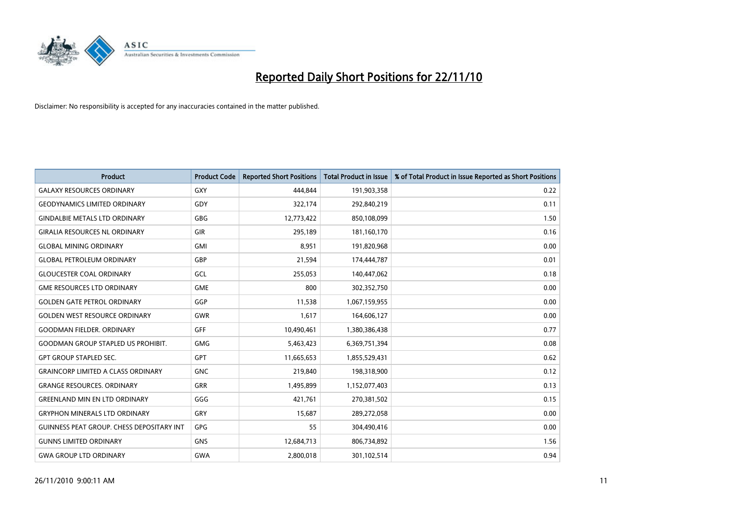# Reported Daily Short Positions for 22/11/10

Disclaimer: No responsibility is accepted for any inaccuracies contained in the matter published.

| Product | Product Code | Reported Short Positions | Total Product in Issue | % of Total Product in Issue Reported as Short Positions |
|---|---|---|---|---|
| GALAXY RESOURCES ORDINARY | GXY | 444,844 | 191,903,358 | 0.22 |
| GEODYNAMICS LIMITED ORDINARY | GDY | 322,174 | 292,840,219 | 0.11 |
| GINDALBIE METALS LTD ORDINARY | GBG | 12,773,422 | 850,108,099 | 1.50 |
| GIRALIA RESOURCES NL ORDINARY | GIR | 295,189 | 181,160,170 | 0.16 |
| GLOBAL MINING ORDINARY | GMI | 8,951 | 191,820,968 | 0.00 |
| GLOBAL PETROLEUM ORDINARY | GBP | 21,594 | 174,444,787 | 0.01 |
| GLOUCESTER COAL ORDINARY | GCL | 255,053 | 140,447,062 | 0.18 |
| GME RESOURCES LTD ORDINARY | GME | 800 | 302,352,750 | 0.00 |
| GOLDEN GATE PETROL ORDINARY | GGP | 11,538 | 1,067,159,955 | 0.00 |
| GOLDEN WEST RESOURCE ORDINARY | GWR | 1,617 | 164,606,127 | 0.00 |
| GOODMAN FIELDER. ORDINARY | GFF | 10,490,461 | 1,380,386,438 | 0.77 |
| GOODMAN GROUP STAPLED US PROHIBIT. | GMG | 5,463,423 | 6,369,751,394 | 0.08 |
| GPT GROUP STAPLED SEC. | GPT | 11,665,653 | 1,855,529,431 | 0.62 |
| GRAINCORP LIMITED A CLASS ORDINARY | GNC | 219,840 | 198,318,900 | 0.12 |
| GRANGE RESOURCES. ORDINARY | GRR | 1,495,899 | 1,152,077,403 | 0.13 |
| GREENLAND MIN EN LTD ORDINARY | GGG | 421,761 | 270,381,502 | 0.15 |
| GRYPHON MINERALS LTD ORDINARY | GRY | 15,687 | 289,272,058 | 0.00 |
| GUINNESS PEAT GROUP. CHESS DEPOSITARY INT | GPG | 55 | 304,490,416 | 0.00 |
| GUNNS LIMITED ORDINARY | GNS | 12,684,713 | 806,734,892 | 1.56 |
| GWA GROUP LTD ORDINARY | GWA | 2,800,018 | 301,102,514 | 0.94 |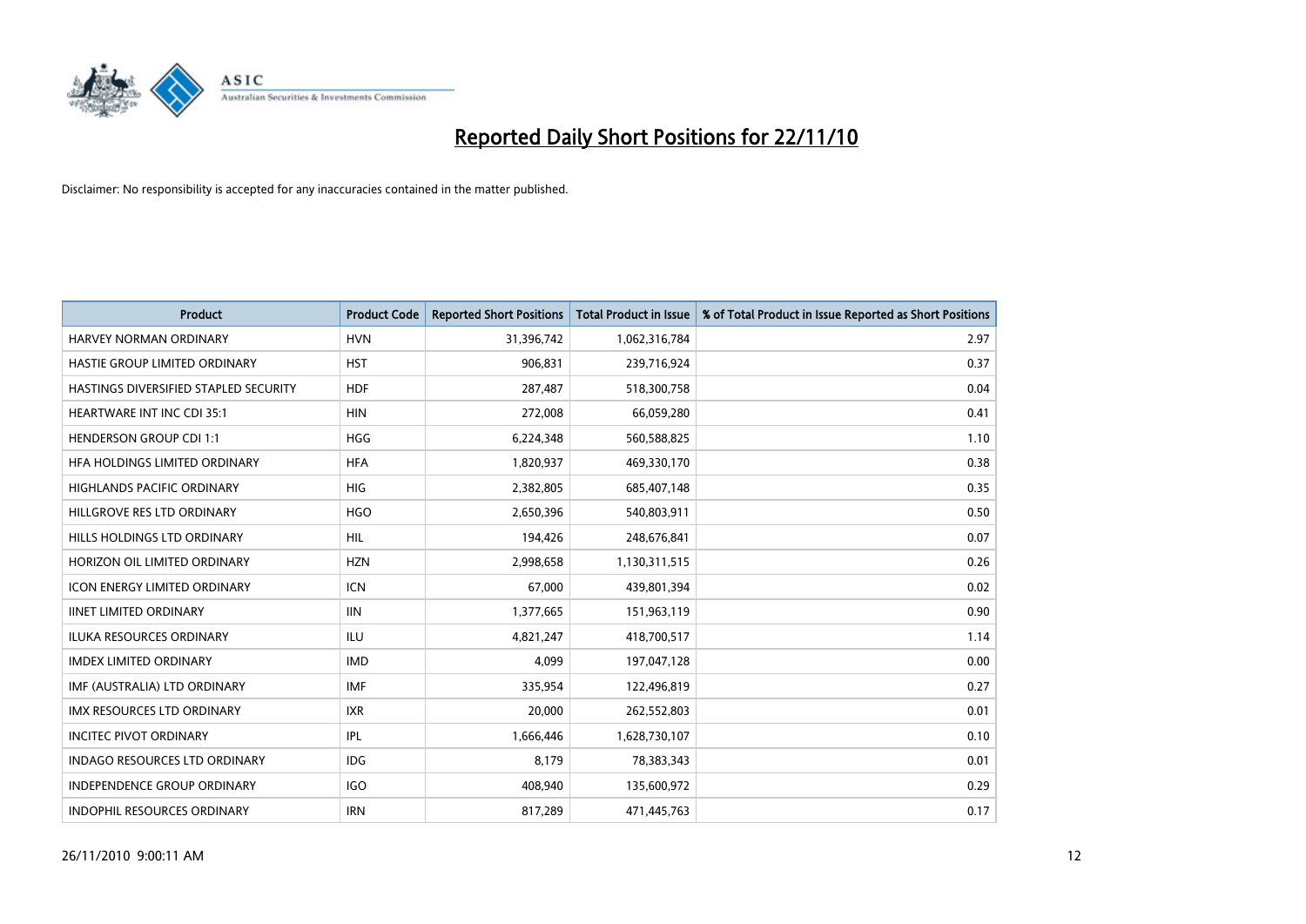# Reported Daily Short Positions for 22/11/10

Disclaimer: No responsibility is accepted for any inaccuracies contained in the matter published.

| Product | Product Code | Reported Short Positions | Total Product in Issue | % of Total Product in Issue Reported as Short Positions |
| --- | --- | --- | --- | --- |
| HARVEY NORMAN ORDINARY | HVN | 31,396,742 | 1,062,316,784 | 2.97 |
| HASTIE GROUP LIMITED ORDINARY | HST | 906,831 | 239,716,924 | 0.37 |
| HASTINGS DIVERSIFIED STAPLED SECURITY | HDF | 287,487 | 518,300,758 | 0.04 |
| HEARTWARE INT INC CDI 35:1 | HIN | 272,008 | 66,059,280 | 0.41 |
| HENDERSON GROUP CDI 1:1 | HGG | 6,224,348 | 560,588,825 | 1.10 |
| HFA HOLDINGS LIMITED ORDINARY | HFA | 1,820,937 | 469,330,170 | 0.38 |
| HIGHLANDS PACIFIC ORDINARY | HIG | 2,382,805 | 685,407,148 | 0.35 |
| HILLGROVE RES LTD ORDINARY | HGO | 2,650,396 | 540,803,911 | 0.50 |
| HILLS HOLDINGS LTD ORDINARY | HIL | 194,426 | 248,676,841 | 0.07 |
| HORIZON OIL LIMITED ORDINARY | HZN | 2,998,658 | 1,130,311,515 | 0.26 |
| ICON ENERGY LIMITED ORDINARY | ICN | 67,000 | 439,801,394 | 0.02 |
| IINET LIMITED ORDINARY | IIN | 1,377,665 | 151,963,119 | 0.90 |
| ILUKA RESOURCES ORDINARY | ILU | 4,821,247 | 418,700,517 | 1.14 |
| IMDEX LIMITED ORDINARY | IMD | 4,099 | 197,047,128 | 0.00 |
| IMF (AUSTRALIA) LTD ORDINARY | IMF | 335,954 | 122,496,819 | 0.27 |
| IMX RESOURCES LTD ORDINARY | IXR | 20,000 | 262,552,803 | 0.01 |
| INCITEC PIVOT ORDINARY | IPL | 1,666,446 | 1,628,730,107 | 0.10 |
| INDAGO RESOURCES LTD ORDINARY | IDG | 8,179 | 78,383,343 | 0.01 |
| INDEPENDENCE GROUP ORDINARY | IGO | 408,940 | 135,600,972 | 0.29 |
| INDOPHIL RESOURCES ORDINARY | IRN | 817,289 | 471,445,763 | 0.17 |

26/11/2010 9:00:11 AM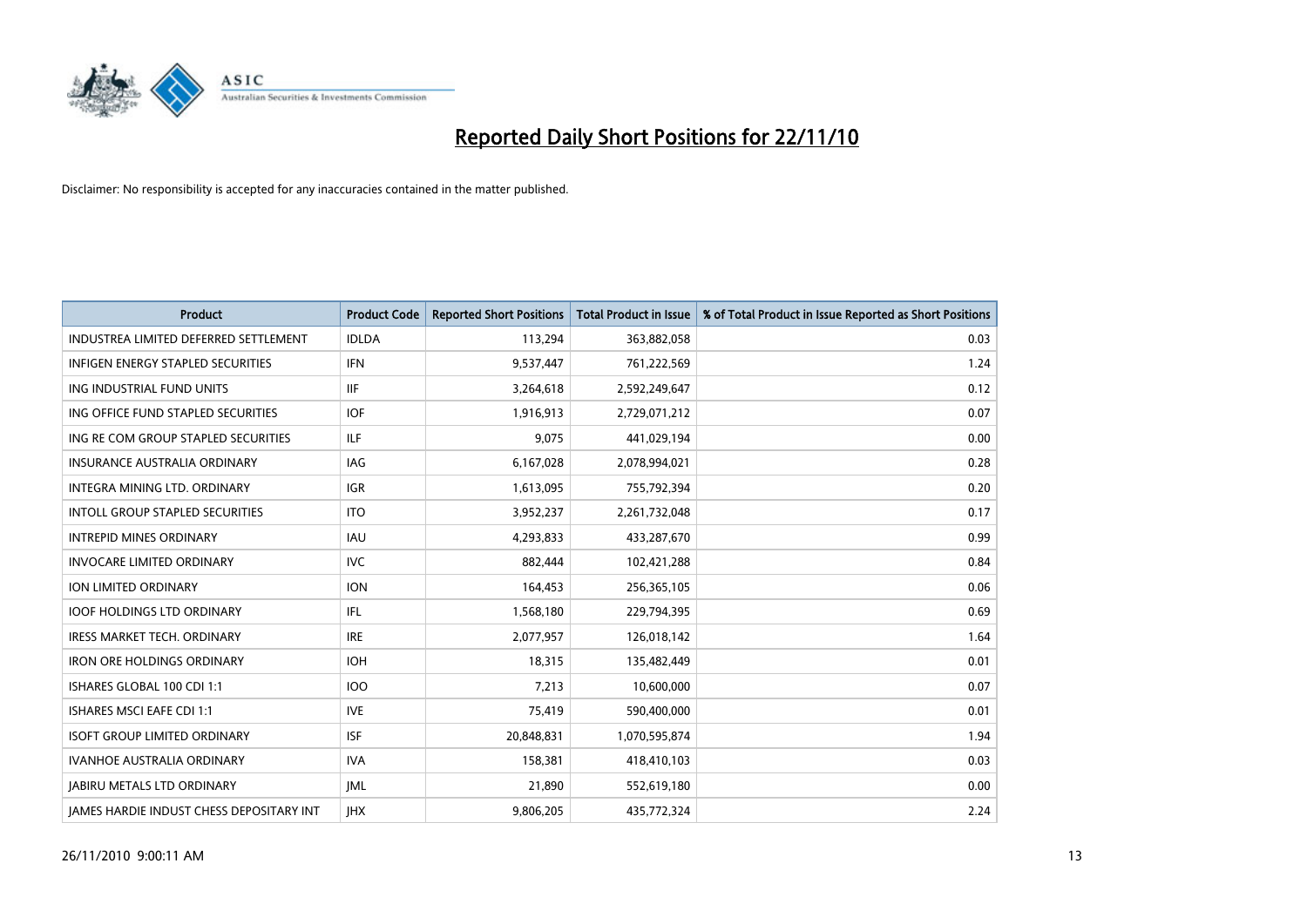# Reported Daily Short Positions for 22/11/10

Disclaimer: No responsibility is accepted for any inaccuracies contained in the matter published.

| Product | Product Code | Reported Short Positions | Total Product in Issue | % of Total Product in Issue Reported as Short Positions |
|---|---|---|---|---|
| INDUSTREA LIMITED DEFERRED SETTLEMENT | IDLDA | 113,294 | 363,882,058 | 0.03 |
| INFIGEN ENERGY STAPLED SECURITIES | IFN | 9,537,447 | 761,222,569 | 1.24 |
| ING INDUSTRIAL FUND UNITS | IIF | 3,264,618 | 2,592,249,647 | 0.12 |
| ING OFFICE FUND STAPLED SECURITIES | IOF | 1,916,913 | 2,729,071,212 | 0.07 |
| ING RE COM GROUP STAPLED SECURITIES | ILF | 9,075 | 441,029,194 | 0.00 |
| INSURANCE AUSTRALIA ORDINARY | IAG | 6,167,028 | 2,078,994,021 | 0.28 |
| INTEGRA MINING LTD. ORDINARY | IGR | 1,613,095 | 755,792,394 | 0.20 |
| INTOLL GROUP STAPLED SECURITIES | ITO | 3,952,237 | 2,261,732,048 | 0.17 |
| INTREPID MINES ORDINARY | IAU | 4,293,833 | 433,287,670 | 0.99 |
| INVOCARE LIMITED ORDINARY | IVC | 882,444 | 102,421,288 | 0.84 |
| ION LIMITED ORDINARY | ION | 164,453 | 256,365,105 | 0.06 |
| IOOF HOLDINGS LTD ORDINARY | IFL | 1,568,180 | 229,794,395 | 0.69 |
| IRESS MARKET TECH. ORDINARY | IRE | 2,077,957 | 126,018,142 | 1.64 |
| IRON ORE HOLDINGS ORDINARY | IOH | 18,315 | 135,482,449 | 0.01 |
| ISHARES GLOBAL 100 CDI 1:1 | IOO | 7,213 | 10,600,000 | 0.07 |
| ISHARES MSCI EAFE CDI 1:1 | IVE | 75,419 | 590,400,000 | 0.01 |
| ISOFT GROUP LIMITED ORDINARY | ISF | 20,848,831 | 1,070,595,874 | 1.94 |
| IVANHOE AUSTRALIA ORDINARY | IVA | 158,381 | 418,410,103 | 0.03 |
| JABIRU METALS LTD ORDINARY | JML | 21,890 | 552,619,180 | 0.00 |
| JAMES HARDIE INDUST CHESS DEPOSITARY INT | JHX | 9,806,205 | 435,772,324 | 2.24 |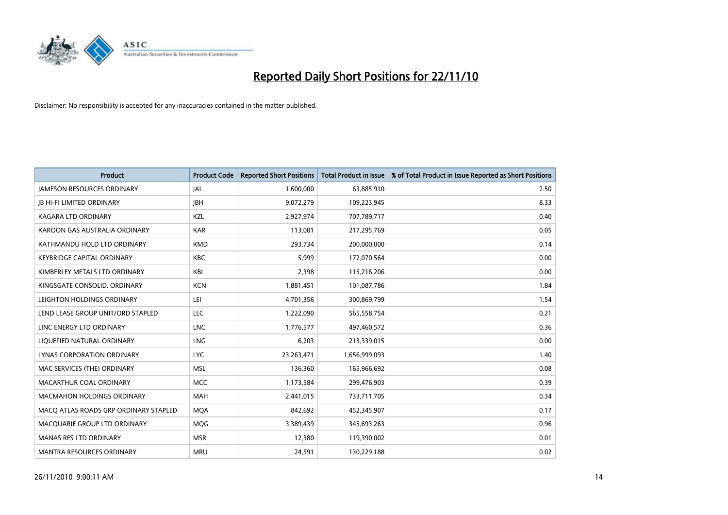# Reported Daily Short Positions for 22/11/10

Disclaimer: No responsibility is accepted for any inaccuracies contained in the matter published.

| Product | Product Code | Reported Short Positions | Total Product in Issue | % of Total Product in Issue Reported as Short Positions |
|---|---|---|---|---|
| JAMESON RESOURCES ORDINARY | JAL | 1,600,000 | 63,885,910 | 2.50 |
| JB HI-FI LIMITED ORDINARY | JBH | 9,072,279 | 109,223,945 | 8.33 |
| KAGARA LTD ORDINARY | KZL | 2,927,974 | 707,789,717 | 0.40 |
| KAROON GAS AUSTRALIA ORDINARY | KAR | 113,001 | 217,295,769 | 0.05 |
| KATHMANDU HOLD LTD ORDINARY | KMD | 293,734 | 200,000,000 | 0.14 |
| KEYBRIDGE CAPITAL ORDINARY | KBC | 5,999 | 172,070,564 | 0.00 |
| KIMBERLEY METALS LTD ORDINARY | KBL | 2,398 | 115,216,206 | 0.00 |
| KINGSGATE CONSOLID. ORDINARY | KCN | 1,881,451 | 101,087,786 | 1.84 |
| LEIGHTON HOLDINGS ORDINARY | LEI | 4,701,356 | 300,869,799 | 1.54 |
| LEND LEASE GROUP UNIT/ORD STAPLED | LLC | 1,222,090 | 565,558,754 | 0.21 |
| LINC ENERGY LTD ORDINARY | LNC | 1,776,577 | 497,460,572 | 0.36 |
| LIQUEFIED NATURAL ORDINARY | LNG | 6,203 | 213,339,015 | 0.00 |
| LYNAS CORPORATION ORDINARY | LYC | 23,263,471 | 1,656,999,093 | 1.40 |
| MAC SERVICES (THE) ORDINARY | MSL | 136,360 | 165,966,692 | 0.08 |
| MACARTHUR COAL ORDINARY | MCC | 1,173,584 | 299,476,903 | 0.39 |
| MACMAHON HOLDINGS ORDINARY | MAH | 2,441,015 | 733,711,705 | 0.34 |
| MACQ ATLAS ROADS GRP ORDINARY STAPLED | MQA | 842,692 | 452,345,907 | 0.17 |
| MACQUARIE GROUP LTD ORDINARY | MQG | 3,389,439 | 345,693,263 | 0.96 |
| MANAS RES LTD ORDINARY | MSR | 12,380 | 119,390,002 | 0.01 |
| MANTRA RESOURCES ORDINARY | MRU | 24,591 | 130,229,188 | 0.02 |

26/11/2010 9:00:11 AM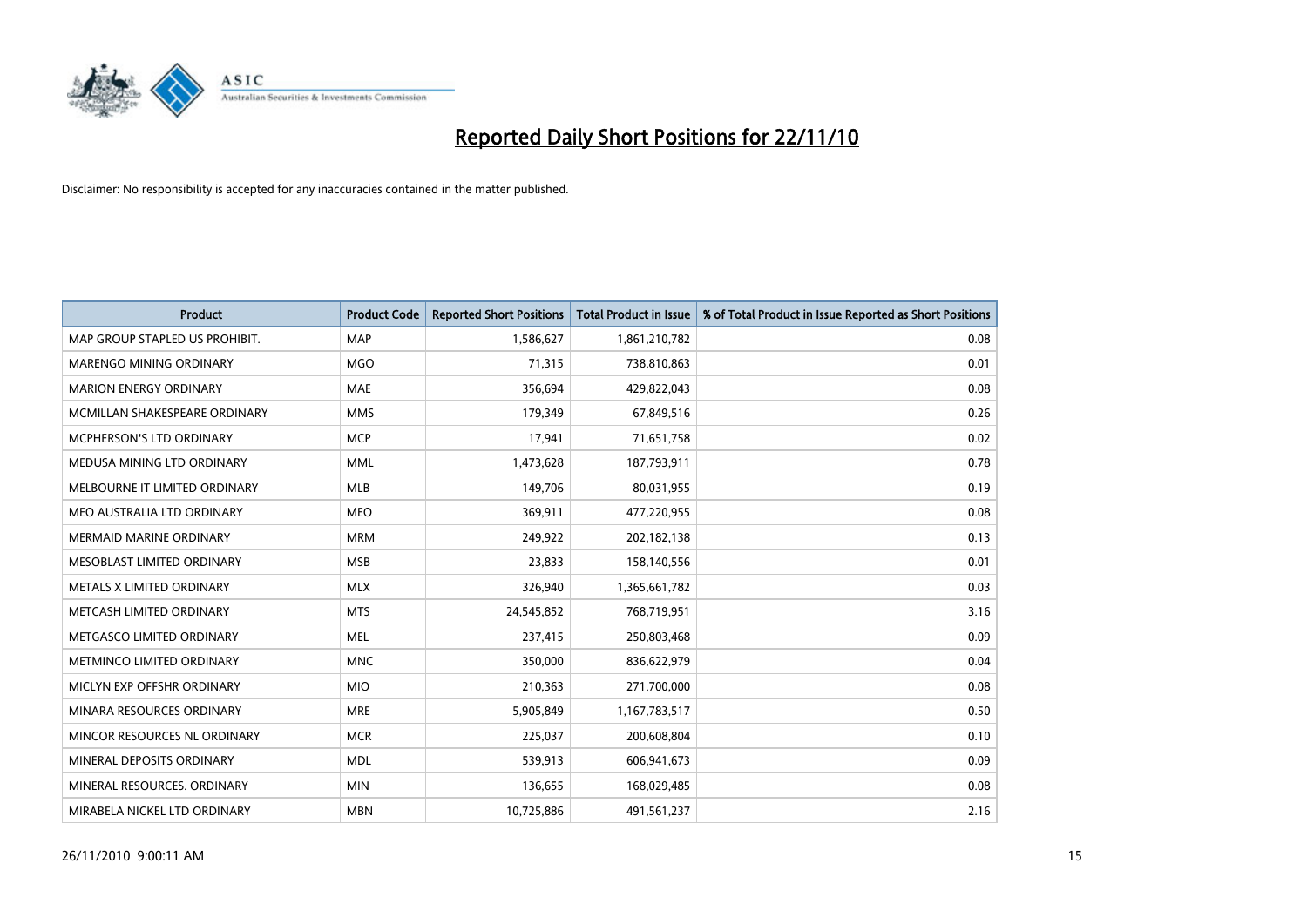# Reported Daily Short Positions for 22/11/10

Disclaimer: No responsibility is accepted for any inaccuracies contained in the matter published.

| Product | Product Code | Reported Short Positions | Total Product in Issue | % of Total Product in Issue Reported as Short Positions |
|---|---|---|---|---|
| MAP GROUP STAPLED US PROHIBIT. | MAP | 1,586,627 | 1,861,210,782 | 0.08 |
| MARENGO MINING ORDINARY | MGO | 71,315 | 738,810,863 | 0.01 |
| MARION ENERGY ORDINARY | MAE | 356,694 | 429,822,043 | 0.08 |
| MCMILLAN SHAKESPEARE ORDINARY | MMS | 179,349 | 67,849,516 | 0.26 |
| MCPHERSON'S LTD ORDINARY | MCP | 17,941 | 71,651,758 | 0.02 |
| MEDUSA MINING LTD ORDINARY | MML | 1,473,628 | 187,793,911 | 0.78 |
| MELBOURNE IT LIMITED ORDINARY | MLB | 149,706 | 80,031,955 | 0.19 |
| MEO AUSTRALIA LTD ORDINARY | MEO | 369,911 | 477,220,955 | 0.08 |
| MERMAID MARINE ORDINARY | MRM | 249,922 | 202,182,138 | 0.13 |
| MESOBLAST LIMITED ORDINARY | MSB | 23,833 | 158,140,556 | 0.01 |
| METALS X LIMITED ORDINARY | MLX | 326,940 | 1,365,661,782 | 0.03 |
| METCASH LIMITED ORDINARY | MTS | 24,545,852 | 768,719,951 | 3.16 |
| METGASCO LIMITED ORDINARY | MEL | 237,415 | 250,803,468 | 0.09 |
| METMINCO LIMITED ORDINARY | MNC | 350,000 | 836,622,979 | 0.04 |
| MICLYN EXP OFFSHR ORDINARY | MIO | 210,363 | 271,700,000 | 0.08 |
| MINARA RESOURCES ORDINARY | MRE | 5,905,849 | 1,167,783,517 | 0.50 |
| MINCOR RESOURCES NL ORDINARY | MCR | 225,037 | 200,608,804 | 0.10 |
| MINERAL DEPOSITS ORDINARY | MDL | 539,913 | 606,941,673 | 0.09 |
| MINERAL RESOURCES. ORDINARY | MIN | 136,655 | 168,029,485 | 0.08 |
| MIRABELA NICKEL LTD ORDINARY | MBN | 10,725,886 | 491,561,237 | 2.16 |

26/11/2010 9:00:11 AM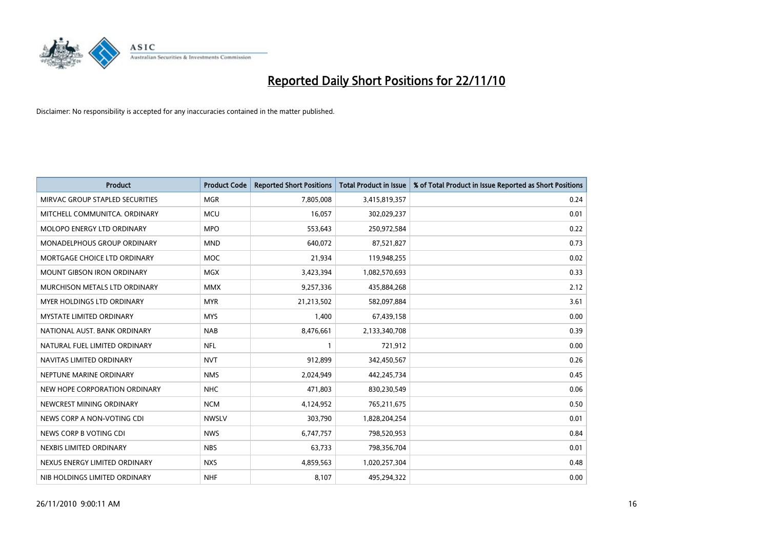# Reported Daily Short Positions for 22/11/10

Disclaimer: No responsibility is accepted for any inaccuracies contained in the matter published.

| Product | Product Code | Reported Short Positions | Total Product in Issue | % of Total Product in Issue Reported as Short Positions |
| --- | --- | --- | --- | --- |
| MIRVAC GROUP STAPLED SECURITIES | MGR | 7,805,008 | 3,415,819,357 | 0.24 |
| MITCHELL COMMUNITCA. ORDINARY | MCU | 16,057 | 302,029,237 | 0.01 |
| MOLOPO ENERGY LTD ORDINARY | MPO | 553,643 | 250,972,584 | 0.22 |
| MONADELPHOUS GROUP ORDINARY | MND | 640,072 | 87,521,827 | 0.73 |
| MORTGAGE CHOICE LTD ORDINARY | MOC | 21,934 | 119,948,255 | 0.02 |
| MOUNT GIBSON IRON ORDINARY | MGX | 3,423,394 | 1,082,570,693 | 0.33 |
| MURCHISON METALS LTD ORDINARY | MMX | 9,257,336 | 435,884,268 | 2.12 |
| MYER HOLDINGS LTD ORDINARY | MYR | 21,213,502 | 582,097,884 | 3.61 |
| MYSTATE LIMITED ORDINARY | MYS | 1,400 | 67,439,158 | 0.00 |
| NATIONAL AUST. BANK ORDINARY | NAB | 8,476,661 | 2,133,340,708 | 0.39 |
| NATURAL FUEL LIMITED ORDINARY | NFL | 1 | 721,912 | 0.00 |
| NAVITAS LIMITED ORDINARY | NVT | 912,899 | 342,450,567 | 0.26 |
| NEPTUNE MARINE ORDINARY | NMS | 2,024,949 | 442,245,734 | 0.45 |
| NEW HOPE CORPORATION ORDINARY | NHC | 471,803 | 830,230,549 | 0.06 |
| NEWCREST MINING ORDINARY | NCM | 4,124,952 | 765,211,675 | 0.50 |
| NEWS CORP A NON-VOTING CDI | NWSLV | 303,790 | 1,828,204,254 | 0.01 |
| NEWS CORP B VOTING CDI | NWS | 6,747,757 | 798,520,953 | 0.84 |
| NEXBIS LIMITED ORDINARY | NBS | 63,733 | 798,356,704 | 0.01 |
| NEXUS ENERGY LIMITED ORDINARY | NXS | 4,859,563 | 1,020,257,304 | 0.48 |
| NIB HOLDINGS LIMITED ORDINARY | NHF | 8,107 | 495,294,322 | 0.00 |

26/11/2010 9:00:11 AM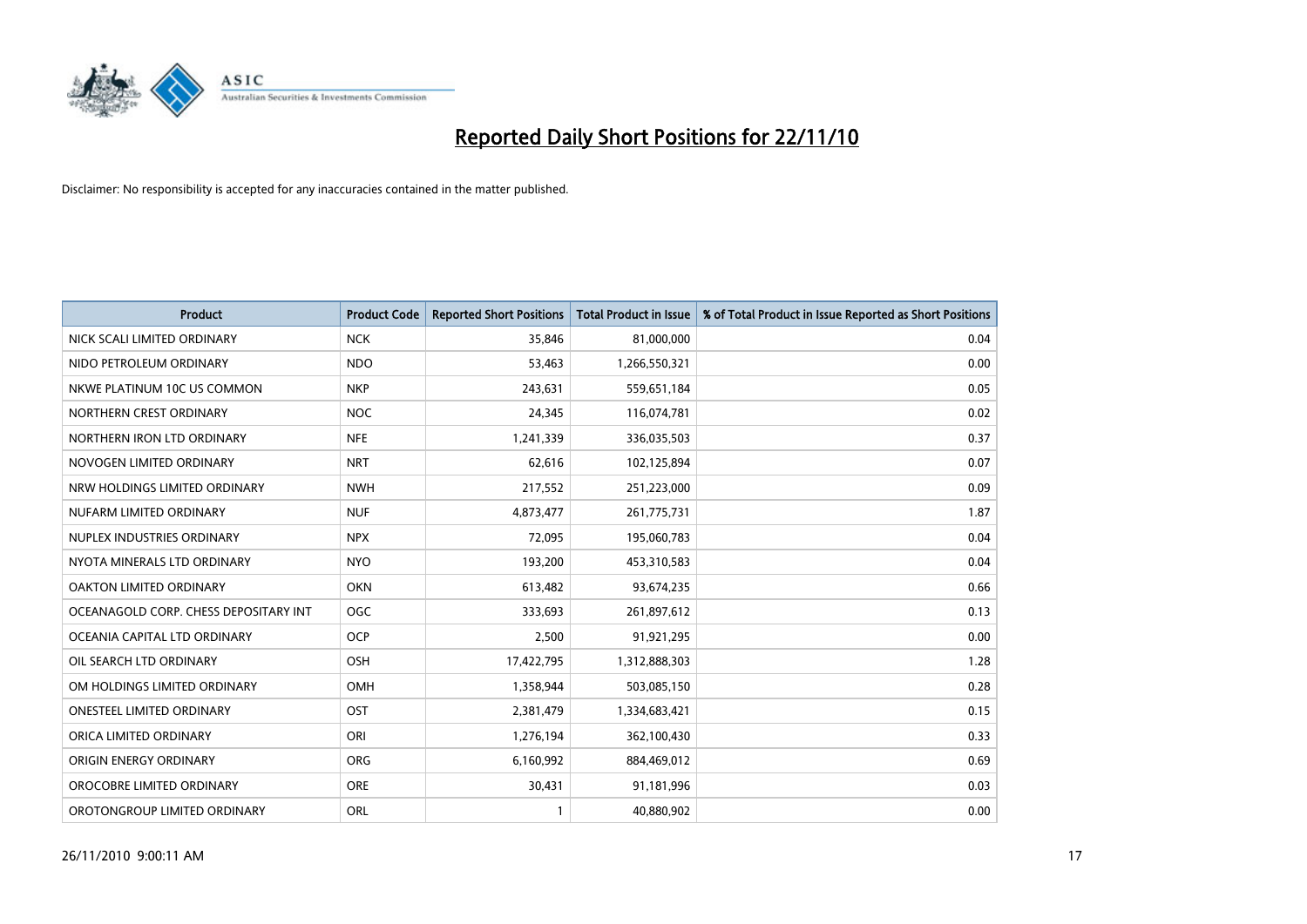# Reported Daily Short Positions for 22/11/10

Disclaimer: No responsibility is accepted for any inaccuracies contained in the matter published.

| Product | Product Code | Reported Short Positions | Total Product in Issue | % of Total Product in Issue Reported as Short Positions |
|---|---|---|---|---|
| NICK SCALI LIMITED ORDINARY | NCK | 35,846 | 81,000,000 | 0.04 |
| NIDO PETROLEUM ORDINARY | NDO | 53,463 | 1,266,550,321 | 0.00 |
| NKWE PLATINUM 10C US COMMON | NKP | 243,631 | 559,651,184 | 0.05 |
| NORTHERN CREST ORDINARY | NOC | 24,345 | 116,074,781 | 0.02 |
| NORTHERN IRON LTD ORDINARY | NFE | 1,241,339 | 336,035,503 | 0.37 |
| NOVOGEN LIMITED ORDINARY | NRT | 62,616 | 102,125,894 | 0.07 |
| NRW HOLDINGS LIMITED ORDINARY | NWH | 217,552 | 251,223,000 | 0.09 |
| NUFARM LIMITED ORDINARY | NUF | 4,873,477 | 261,775,731 | 1.87 |
| NUPLEX INDUSTRIES ORDINARY | NPX | 72,095 | 195,060,783 | 0.04 |
| NYOTA MINERALS LTD ORDINARY | NYO | 193,200 | 453,310,583 | 0.04 |
| OAKTON LIMITED ORDINARY | OKN | 613,482 | 93,674,235 | 0.66 |
| OCEANAGOLD CORP. CHESS DEPOSITARY INT | OGC | 333,693 | 261,897,612 | 0.13 |
| OCEANIA CAPITAL LTD ORDINARY | OCP | 2,500 | 91,921,295 | 0.00 |
| OIL SEARCH LTD ORDINARY | OSH | 17,422,795 | 1,312,888,303 | 1.28 |
| OM HOLDINGS LIMITED ORDINARY | OMH | 1,358,944 | 503,085,150 | 0.28 |
| ONESTEEL LIMITED ORDINARY | OST | 2,381,479 | 1,334,683,421 | 0.15 |
| ORICA LIMITED ORDINARY | ORI | 1,276,194 | 362,100,430 | 0.33 |
| ORIGIN ENERGY ORDINARY | ORG | 6,160,992 | 884,469,012 | 0.69 |
| OROCOBRE LIMITED ORDINARY | ORE | 30,431 | 91,181,996 | 0.03 |
| OROTONGROUP LIMITED ORDINARY | ORL | 1 | 40,880,902 | 0.00 |

26/11/2010 9:00:11 AM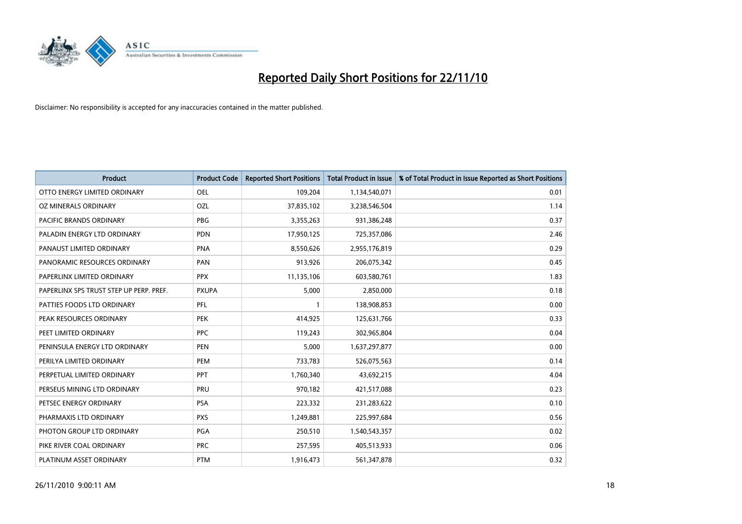# Reported Daily Short Positions for 22/11/10

Disclaimer: No responsibility is accepted for any inaccuracies contained in the matter published.

| Product | Product Code | Reported Short Positions | Total Product in Issue | % of Total Product in Issue Reported as Short Positions |
|---|---|---|---|---|
| OTTO ENERGY LIMITED ORDINARY | OEL | 109,204 | 1,134,540,071 | 0.01 |
| OZ MINERALS ORDINARY | OZL | 37,835,102 | 3,238,546,504 | 1.14 |
| PACIFIC BRANDS ORDINARY | PBG | 3,355,263 | 931,386,248 | 0.37 |
| PALADIN ENERGY LTD ORDINARY | PDN | 17,950,125 | 725,357,086 | 2.46 |
| PANAUST LIMITED ORDINARY | PNA | 8,550,626 | 2,955,176,819 | 0.29 |
| PANORAMIC RESOURCES ORDINARY | PAN | 913,926 | 206,075,342 | 0.45 |
| PAPERLINX LIMITED ORDINARY | PPX | 11,135,106 | 603,580,761 | 1.83 |
| PAPERLINX SPS TRUST STEP UP PERP. PREF. | PXUPA | 5,000 | 2,850,000 | 0.18 |
| PATTIES FOODS LTD ORDINARY | PFL | 1 | 138,908,853 | 0.00 |
| PEAK RESOURCES ORDINARY | PEK | 414,925 | 125,631,766 | 0.33 |
| PEET LIMITED ORDINARY | PPC | 119,243 | 302,965,804 | 0.04 |
| PENINSULA ENERGY LTD ORDINARY | PEN | 5,000 | 1,637,297,877 | 0.00 |
| PERILYA LIMITED ORDINARY | PEM | 733,783 | 526,075,563 | 0.14 |
| PERPETUAL LIMITED ORDINARY | PPT | 1,760,340 | 43,692,215 | 4.04 |
| PERSEUS MINING LTD ORDINARY | PRU | 970,182 | 421,517,088 | 0.23 |
| PETSEC ENERGY ORDINARY | PSA | 223,332 | 231,283,622 | 0.10 |
| PHARMAXIS LTD ORDINARY | PXS | 1,249,881 | 225,997,684 | 0.56 |
| PHOTON GROUP LTD ORDINARY | PGA | 250,510 | 1,540,543,357 | 0.02 |
| PIKE RIVER COAL ORDINARY | PRC | 257,595 | 405,513,933 | 0.06 |
| PLATINUM ASSET ORDINARY | PTM | 1,916,473 | 561,347,878 | 0.32 |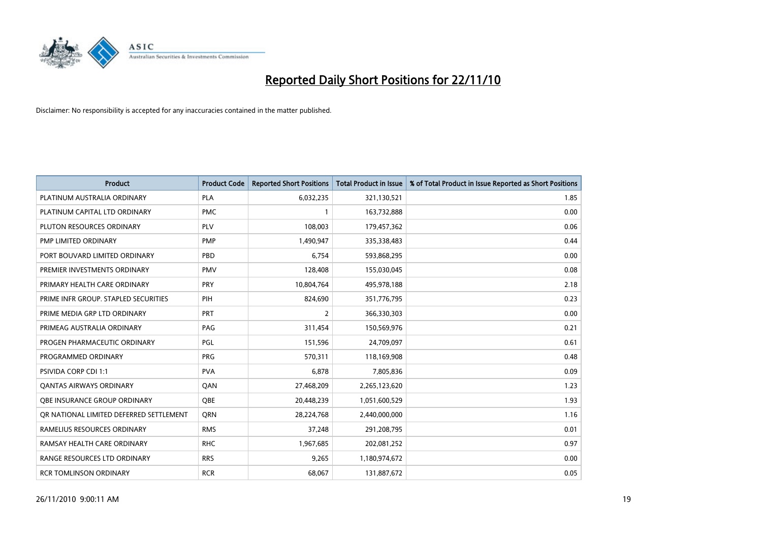# Reported Daily Short Positions for 22/11/10

Disclaimer: No responsibility is accepted for any inaccuracies contained in the matter published.

| Product | Product Code | Reported Short Positions | Total Product in Issue | % of Total Product in Issue Reported as Short Positions |
|---|---|---|---|---|
| PLATINUM AUSTRALIA ORDINARY | PLA | 6,032,235 | 321,130,521 | 1.85 |
| PLATINUM CAPITAL LTD ORDINARY | PMC | 1 | 163,732,888 | 0.00 |
| PLUTON RESOURCES ORDINARY | PLV | 108,003 | 179,457,362 | 0.06 |
| PMP LIMITED ORDINARY | PMP | 1,490,947 | 335,338,483 | 0.44 |
| PORT BOUVARD LIMITED ORDINARY | PBD | 6,754 | 593,868,295 | 0.00 |
| PREMIER INVESTMENTS ORDINARY | PMV | 128,408 | 155,030,045 | 0.08 |
| PRIMARY HEALTH CARE ORDINARY | PRY | 10,804,764 | 495,978,188 | 2.18 |
| PRIME INFR GROUP. STAPLED SECURITIES | PIH | 824,690 | 351,776,795 | 0.23 |
| PRIME MEDIA GRP LTD ORDINARY | PRT | 2 | 366,330,303 | 0.00 |
| PRIMEAG AUSTRALIA ORDINARY | PAG | 311,454 | 150,569,976 | 0.21 |
| PROGEN PHARMACEUTIC ORDINARY | PGL | 151,596 | 24,709,097 | 0.61 |
| PROGRAMMED ORDINARY | PRG | 570,311 | 118,169,908 | 0.48 |
| PSIVIDA CORP CDI 1:1 | PVA | 6,878 | 7,805,836 | 0.09 |
| QANTAS AIRWAYS ORDINARY | QAN | 27,468,209 | 2,265,123,620 | 1.23 |
| QBE INSURANCE GROUP ORDINARY | QBE | 20,448,239 | 1,051,600,529 | 1.93 |
| QR NATIONAL LIMITED DEFERRED SETTLEMENT | QRN | 28,224,768 | 2,440,000,000 | 1.16 |
| RAMELIUS RESOURCES ORDINARY | RMS | 37,248 | 291,208,795 | 0.01 |
| RAMSAY HEALTH CARE ORDINARY | RHC | 1,967,685 | 202,081,252 | 0.97 |
| RANGE RESOURCES LTD ORDINARY | RRS | 9,265 | 1,180,974,672 | 0.00 |
| RCR TOMLINSON ORDINARY | RCR | 68,067 | 131,887,672 | 0.05 |

26/11/2010 9:00:11 AM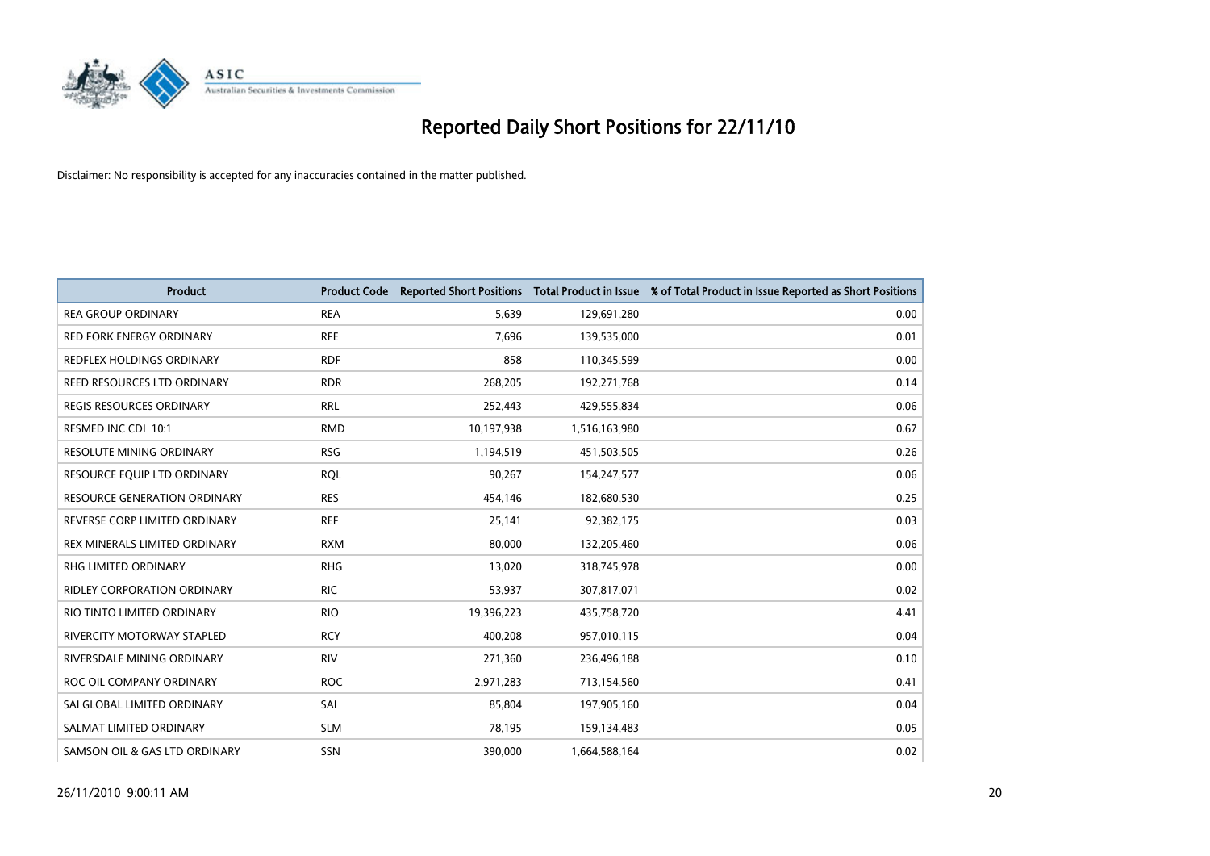# Reported Daily Short Positions for 22/11/10

Disclaimer: No responsibility is accepted for any inaccuracies contained in the matter published.

| Product | Product Code | Reported Short Positions | Total Product in Issue | % of Total Product in Issue Reported as Short Positions |
|---|---|---|---|---|
| REA GROUP ORDINARY | REA | 5,639 | 129,691,280 | 0.00 |
| RED FORK ENERGY ORDINARY | RFE | 7,696 | 139,535,000 | 0.01 |
| REDFLEX HOLDINGS ORDINARY | RDF | 858 | 110,345,599 | 0.00 |
| REED RESOURCES LTD ORDINARY | RDR | 268,205 | 192,271,768 | 0.14 |
| REGIS RESOURCES ORDINARY | RRL | 252,443 | 429,555,834 | 0.06 |
| RESMED INC CDI 10:1 | RMD | 10,197,938 | 1,516,163,980 | 0.67 |
| RESOLUTE MINING ORDINARY | RSG | 1,194,519 | 451,503,505 | 0.26 |
| RESOURCE EQUIP LTD ORDINARY | RQL | 90,267 | 154,247,577 | 0.06 |
| RESOURCE GENERATION ORDINARY | RES | 454,146 | 182,680,530 | 0.25 |
| REVERSE CORP LIMITED ORDINARY | REF | 25,141 | 92,382,175 | 0.03 |
| REX MINERALS LIMITED ORDINARY | RXM | 80,000 | 132,205,460 | 0.06 |
| RHG LIMITED ORDINARY | RHG | 13,020 | 318,745,978 | 0.00 |
| RIDLEY CORPORATION ORDINARY | RIC | 53,937 | 307,817,071 | 0.02 |
| RIO TINTO LIMITED ORDINARY | RIO | 19,396,223 | 435,758,720 | 4.41 |
| RIVERCITY MOTORWAY STAPLED | RCY | 400,208 | 957,010,115 | 0.04 |
| RIVERSDALE MINING ORDINARY | RIV | 271,360 | 236,496,188 | 0.10 |
| ROC OIL COMPANY ORDINARY | ROC | 2,971,283 | 713,154,560 | 0.41 |
| SAI GLOBAL LIMITED ORDINARY | SAI | 85,804 | 197,905,160 | 0.04 |
| SALMAT LIMITED ORDINARY | SLM | 78,195 | 159,134,483 | 0.05 |
| SAMSON OIL & GAS LTD ORDINARY | SSN | 390,000 | 1,664,588,164 | 0.02 |

26/11/2010 9:00:11 AM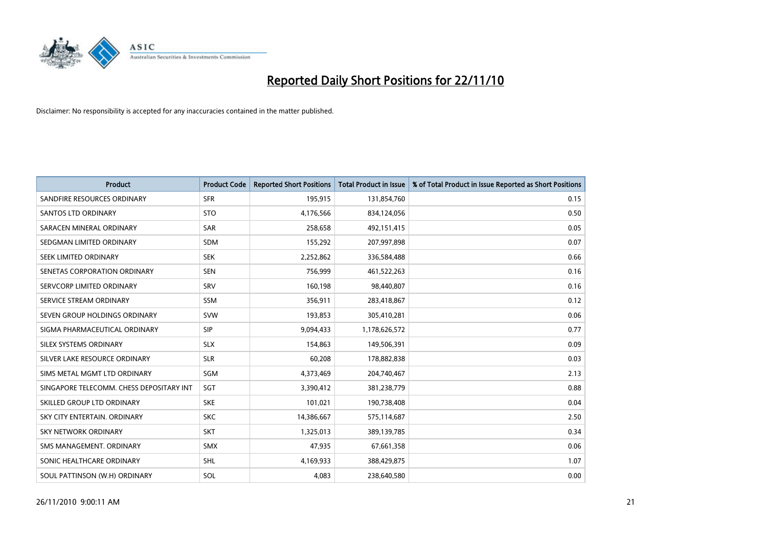# Reported Daily Short Positions for 22/11/10

Disclaimer: No responsibility is accepted for any inaccuracies contained in the matter published.

| Product | Product Code | Reported Short Positions | Total Product in Issue | % of Total Product in Issue Reported as Short Positions |
|---|---|---|---|---|
| SANDFIRE RESOURCES ORDINARY | SFR | 195,915 | 131,854,760 | 0.15 |
| SANTOS LTD ORDINARY | STO | 4,176,566 | 834,124,056 | 0.50 |
| SARACEN MINERAL ORDINARY | SAR | 258,658 | 492,151,415 | 0.05 |
| SEDGMAN LIMITED ORDINARY | SDM | 155,292 | 207,997,898 | 0.07 |
| SEEK LIMITED ORDINARY | SEK | 2,252,862 | 336,584,488 | 0.66 |
| SENETAS CORPORATION ORDINARY | SEN | 756,999 | 461,522,263 | 0.16 |
| SERVCORP LIMITED ORDINARY | SRV | 160,198 | 98,440,807 | 0.16 |
| SERVICE STREAM ORDINARY | SSM | 356,911 | 283,418,867 | 0.12 |
| SEVEN GROUP HOLDINGS ORDINARY | SVW | 193,853 | 305,410,281 | 0.06 |
| SIGMA PHARMACEUTICAL ORDINARY | SIP | 9,094,433 | 1,178,626,572 | 0.77 |
| SILEX SYSTEMS ORDINARY | SLX | 154,863 | 149,506,391 | 0.09 |
| SILVER LAKE RESOURCE ORDINARY | SLR | 60,208 | 178,882,838 | 0.03 |
| SIMS METAL MGMT LTD ORDINARY | SGM | 4,373,469 | 204,740,467 | 2.13 |
| SINGAPORE TELECOMM. CHESS DEPOSITARY INT | SGT | 3,390,412 | 381,238,779 | 0.88 |
| SKILLED GROUP LTD ORDINARY | SKE | 101,021 | 190,738,408 | 0.04 |
| SKY CITY ENTERTAIN. ORDINARY | SKC | 14,386,667 | 575,114,687 | 2.50 |
| SKY NETWORK ORDINARY | SKT | 1,325,013 | 389,139,785 | 0.34 |
| SMS MANAGEMENT. ORDINARY | SMX | 47,935 | 67,661,358 | 0.06 |
| SONIC HEALTHCARE ORDINARY | SHL | 4,169,933 | 388,429,875 | 1.07 |
| SOUL PATTINSON (W.H) ORDINARY | SOL | 4,083 | 238,640,580 | 0.00 |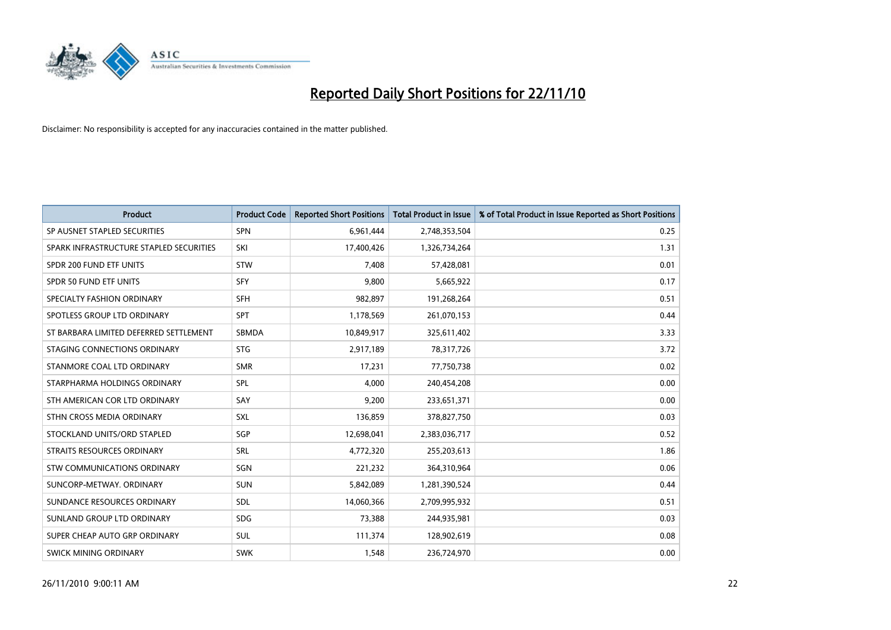# Reported Daily Short Positions for 22/11/10

Disclaimer: No responsibility is accepted for any inaccuracies contained in the matter published.

| Product | Product Code | Reported Short Positions | Total Product in Issue | % of Total Product in Issue Reported as Short Positions |
|---|---|---|---|---|
| SP AUSNET STAPLED SECURITIES | SPN | 6,961,444 | 2,748,353,504 | 0.25 |
| SPARK INFRASTRUCTURE STAPLED SECURITIES | SKI | 17,400,426 | 1,326,734,264 | 1.31 |
| SPDR 200 FUND ETF UNITS | STW | 7,408 | 57,428,081 | 0.01 |
| SPDR 50 FUND ETF UNITS | SFY | 9,800 | 5,665,922 | 0.17 |
| SPECIALTY FASHION ORDINARY | SFH | 982,897 | 191,268,264 | 0.51 |
| SPOTLESS GROUP LTD ORDINARY | SPT | 1,178,569 | 261,070,153 | 0.44 |
| ST BARBARA LIMITED DEFERRED SETTLEMENT | SBMDA | 10,849,917 | 325,611,402 | 3.33 |
| STAGING CONNECTIONS ORDINARY | STG | 2,917,189 | 78,317,726 | 3.72 |
| STANMORE COAL LTD ORDINARY | SMR | 17,231 | 77,750,738 | 0.02 |
| STARPHARMA HOLDINGS ORDINARY | SPL | 4,000 | 240,454,208 | 0.00 |
| STH AMERICAN COR LTD ORDINARY | SAY | 9,200 | 233,651,371 | 0.00 |
| STHN CROSS MEDIA ORDINARY | SXL | 136,859 | 378,827,750 | 0.03 |
| STOCKLAND UNITS/ORD STAPLED | SGP | 12,698,041 | 2,383,036,717 | 0.52 |
| STRAITS RESOURCES ORDINARY | SRL | 4,772,320 | 255,203,613 | 1.86 |
| STW COMMUNICATIONS ORDINARY | SGN | 221,232 | 364,310,964 | 0.06 |
| SUNCORP-METWAY. ORDINARY | SUN | 5,842,089 | 1,281,390,524 | 0.44 |
| SUNDANCE RESOURCES ORDINARY | SDL | 14,060,366 | 2,709,995,932 | 0.51 |
| SUNLAND GROUP LTD ORDINARY | SDG | 73,388 | 244,935,981 | 0.03 |
| SUPER CHEAP AUTO GRP ORDINARY | SUL | 111,374 | 128,902,619 | 0.08 |
| SWICK MINING ORDINARY | SWK | 1,548 | 236,724,970 | 0.00 |

26/11/2010 9:00:11 AM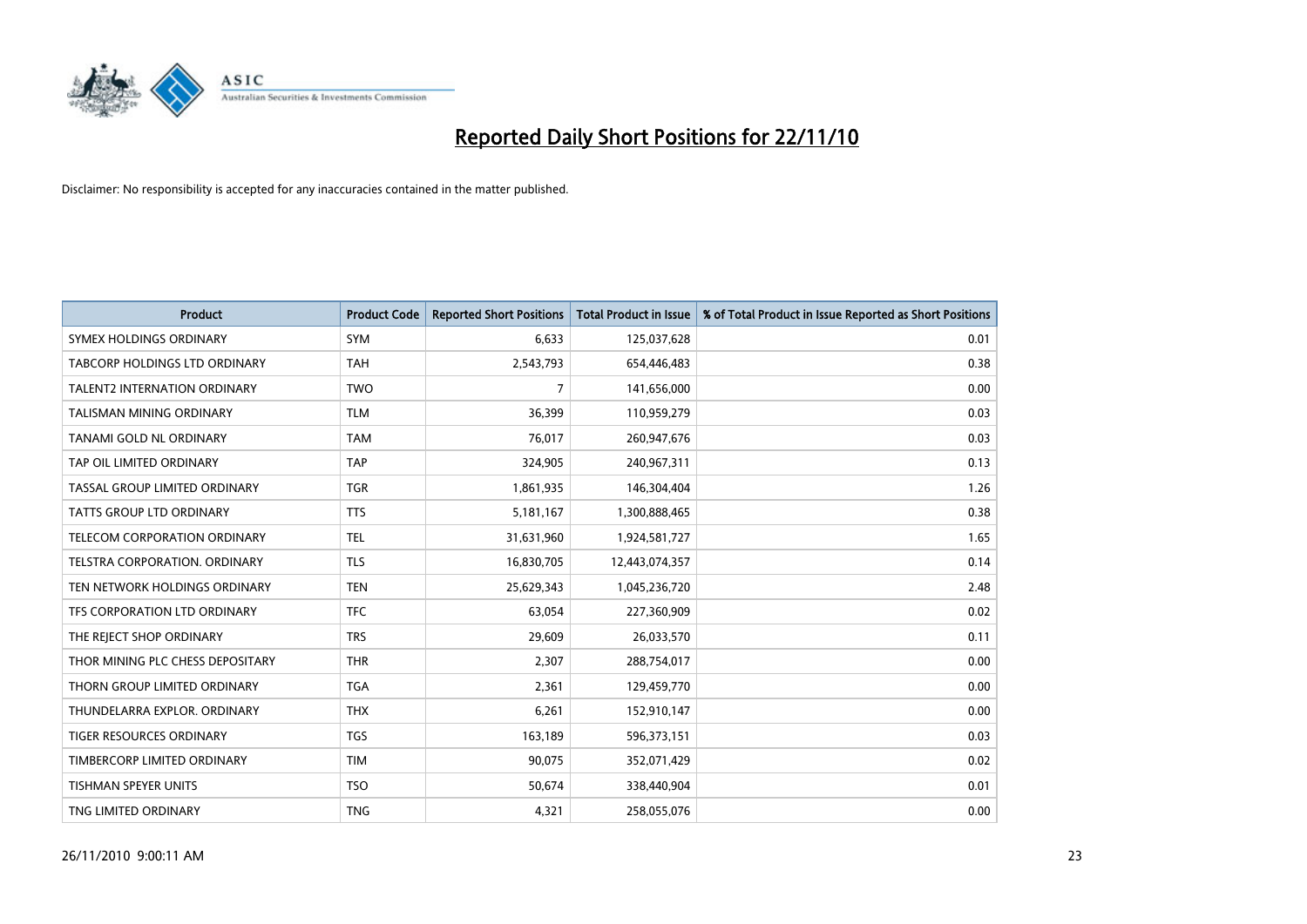# Reported Daily Short Positions for 22/11/10

Disclaimer: No responsibility is accepted for any inaccuracies contained in the matter published.

| Product | Product Code | Reported Short Positions | Total Product in Issue | % of Total Product in Issue Reported as Short Positions |
|---|---|---|---|---|
| SYMEX HOLDINGS ORDINARY | SYM | 6,633 | 125,037,628 | 0.01 |
| TABCORP HOLDINGS LTD ORDINARY | TAH | 2,543,793 | 654,446,483 | 0.38 |
| TALENT2 INTERNATION ORDINARY | TWO | 7 | 141,656,000 | 0.00 |
| TALISMAN MINING ORDINARY | TLM | 36,399 | 110,959,279 | 0.03 |
| TANAMI GOLD NL ORDINARY | TAM | 76,017 | 260,947,676 | 0.03 |
| TAP OIL LIMITED ORDINARY | TAP | 324,905 | 240,967,311 | 0.13 |
| TASSAL GROUP LIMITED ORDINARY | TGR | 1,861,935 | 146,304,404 | 1.26 |
| TATTS GROUP LTD ORDINARY | TTS | 5,181,167 | 1,300,888,465 | 0.38 |
| TELECOM CORPORATION ORDINARY | TEL | 31,631,960 | 1,924,581,727 | 1.65 |
| TELSTRA CORPORATION. ORDINARY | TLS | 16,830,705 | 12,443,074,357 | 0.14 |
| TEN NETWORK HOLDINGS ORDINARY | TEN | 25,629,343 | 1,045,236,720 | 2.48 |
| TFS CORPORATION LTD ORDINARY | TFC | 63,054 | 227,360,909 | 0.02 |
| THE REJECT SHOP ORDINARY | TRS | 29,609 | 26,033,570 | 0.11 |
| THOR MINING PLC CHESS DEPOSITARY | THR | 2,307 | 288,754,017 | 0.00 |
| THORN GROUP LIMITED ORDINARY | TGA | 2,361 | 129,459,770 | 0.00 |
| THUNDELARRA EXPLOR. ORDINARY | THX | 6,261 | 152,910,147 | 0.00 |
| TIGER RESOURCES ORDINARY | TGS | 163,189 | 596,373,151 | 0.03 |
| TIMBERCORP LIMITED ORDINARY | TIM | 90,075 | 352,071,429 | 0.02 |
| TISHMAN SPEYER UNITS | TSO | 50,674 | 338,440,904 | 0.01 |
| TNG LIMITED ORDINARY | TNG | 4,321 | 258,055,076 | 0.00 |

26/11/2010 9:00:11 AM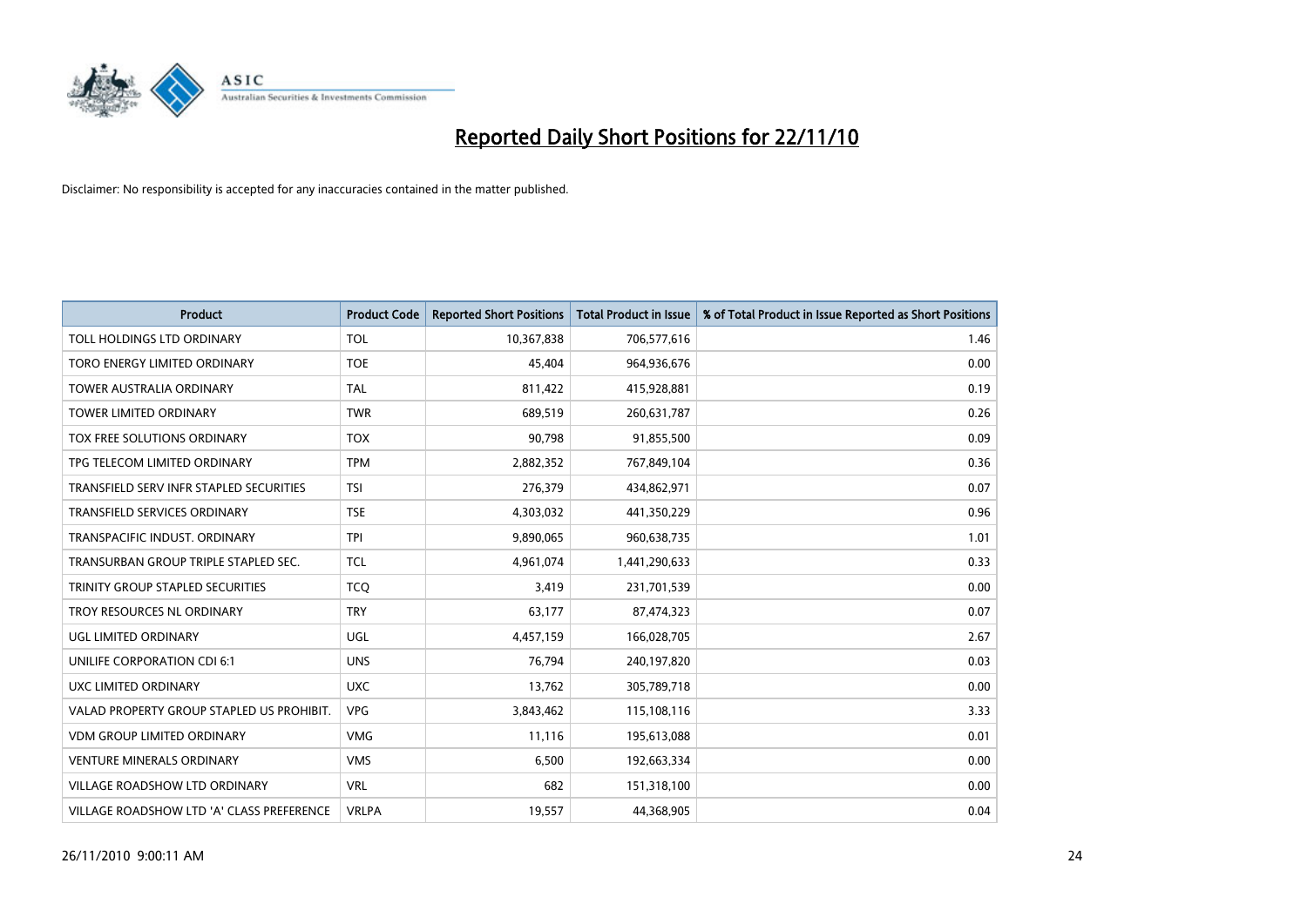# Reported Daily Short Positions for 22/11/10

Disclaimer: No responsibility is accepted for any inaccuracies contained in the matter published.

| Product | Product Code | Reported Short Positions | Total Product in Issue | % of Total Product in Issue Reported as Short Positions |
|---|---|---|---|---|
| TOLL HOLDINGS LTD ORDINARY | TOL | 10,367,838 | 706,577,616 | 1.46 |
| TORO ENERGY LIMITED ORDINARY | TOE | 45,404 | 964,936,676 | 0.00 |
| TOWER AUSTRALIA ORDINARY | TAL | 811,422 | 415,928,881 | 0.19 |
| TOWER LIMITED ORDINARY | TWR | 689,519 | 260,631,787 | 0.26 |
| TOX FREE SOLUTIONS ORDINARY | TOX | 90,798 | 91,855,500 | 0.09 |
| TPG TELECOM LIMITED ORDINARY | TPM | 2,882,352 | 767,849,104 | 0.36 |
| TRANSFIELD SERV INFR STAPLED SECURITIES | TSI | 276,379 | 434,862,971 | 0.07 |
| TRANSFIELD SERVICES ORDINARY | TSE | 4,303,032 | 441,350,229 | 0.96 |
| TRANSPACIFIC INDUST. ORDINARY | TPI | 9,890,065 | 960,638,735 | 1.01 |
| TRANSURBAN GROUP TRIPLE STAPLED SEC. | TCL | 4,961,074 | 1,441,290,633 | 0.33 |
| TRINITY GROUP STAPLED SECURITIES | TCQ | 3,419 | 231,701,539 | 0.00 |
| TROY RESOURCES NL ORDINARY | TRY | 63,177 | 87,474,323 | 0.07 |
| UGL LIMITED ORDINARY | UGL | 4,457,159 | 166,028,705 | 2.67 |
| UNILIFE CORPORATION CDI 6:1 | UNS | 76,794 | 240,197,820 | 0.03 |
| UXC LIMITED ORDINARY | UXC | 13,762 | 305,789,718 | 0.00 |
| VALAD PROPERTY GROUP STAPLED US PROHIBIT. | VPG | 3,843,462 | 115,108,116 | 3.33 |
| VDM GROUP LIMITED ORDINARY | VMG | 11,116 | 195,613,088 | 0.01 |
| VENTURE MINERALS ORDINARY | VMS | 6,500 | 192,663,334 | 0.00 |
| VILLAGE ROADSHOW LTD ORDINARY | VRL | 682 | 151,318,100 | 0.00 |
| VILLAGE ROADSHOW LTD 'A' CLASS PREFERENCE | VRLPA | 19,557 | 44,368,905 | 0.04 |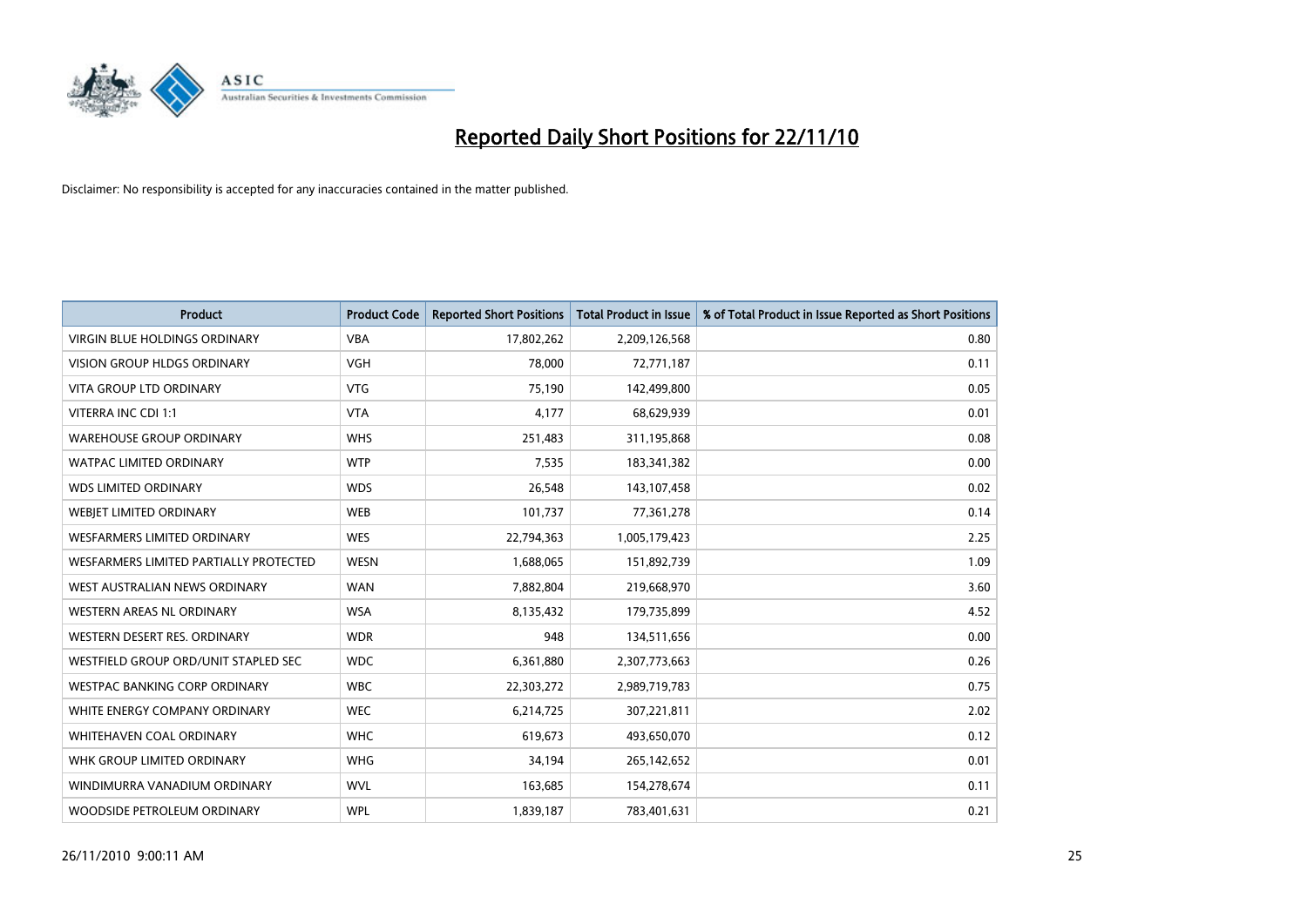# Reported Daily Short Positions for 22/11/10

Disclaimer: No responsibility is accepted for any inaccuracies contained in the matter published.

| Product | Product Code | Reported Short Positions | Total Product in Issue | % of Total Product in Issue Reported as Short Positions |
|---|---|---|---|---|
| VIRGIN BLUE HOLDINGS ORDINARY | VBA | 17,802,262 | 2,209,126,568 | 0.80 |
| VISION GROUP HLDGS ORDINARY | VGH | 78,000 | 72,771,187 | 0.11 |
| VITA GROUP LTD ORDINARY | VTG | 75,190 | 142,499,800 | 0.05 |
| VITERRA INC CDI 1:1 | VTA | 4,177 | 68,629,939 | 0.01 |
| WAREHOUSE GROUP ORDINARY | WHS | 251,483 | 311,195,868 | 0.08 |
| WATPAC LIMITED ORDINARY | WTP | 7,535 | 183,341,382 | 0.00 |
| WDS LIMITED ORDINARY | WDS | 26,548 | 143,107,458 | 0.02 |
| WEBJET LIMITED ORDINARY | WEB | 101,737 | 77,361,278 | 0.14 |
| WESFARMERS LIMITED ORDINARY | WES | 22,794,363 | 1,005,179,423 | 2.25 |
| WESFARMERS LIMITED PARTIALLY PROTECTED | WESN | 1,688,065 | 151,892,739 | 1.09 |
| WEST AUSTRALIAN NEWS ORDINARY | WAN | 7,882,804 | 219,668,970 | 3.60 |
| WESTERN AREAS NL ORDINARY | WSA | 8,135,432 | 179,735,899 | 4.52 |
| WESTERN DESERT RES. ORDINARY | WDR | 948 | 134,511,656 | 0.00 |
| WESTFIELD GROUP ORD/UNIT STAPLED SEC | WDC | 6,361,880 | 2,307,773,663 | 0.26 |
| WESTPAC BANKING CORP ORDINARY | WBC | 22,303,272 | 2,989,719,783 | 0.75 |
| WHITE ENERGY COMPANY ORDINARY | WEC | 6,214,725 | 307,221,811 | 2.02 |
| WHITEHAVEN COAL ORDINARY | WHC | 619,673 | 493,650,070 | 0.12 |
| WHK GROUP LIMITED ORDINARY | WHG | 34,194 | 265,142,652 | 0.01 |
| WINDIMURRA VANADIUM ORDINARY | WVL | 163,685 | 154,278,674 | 0.11 |
| WOODSIDE PETROLEUM ORDINARY | WPL | 1,839,187 | 783,401,631 | 0.21 |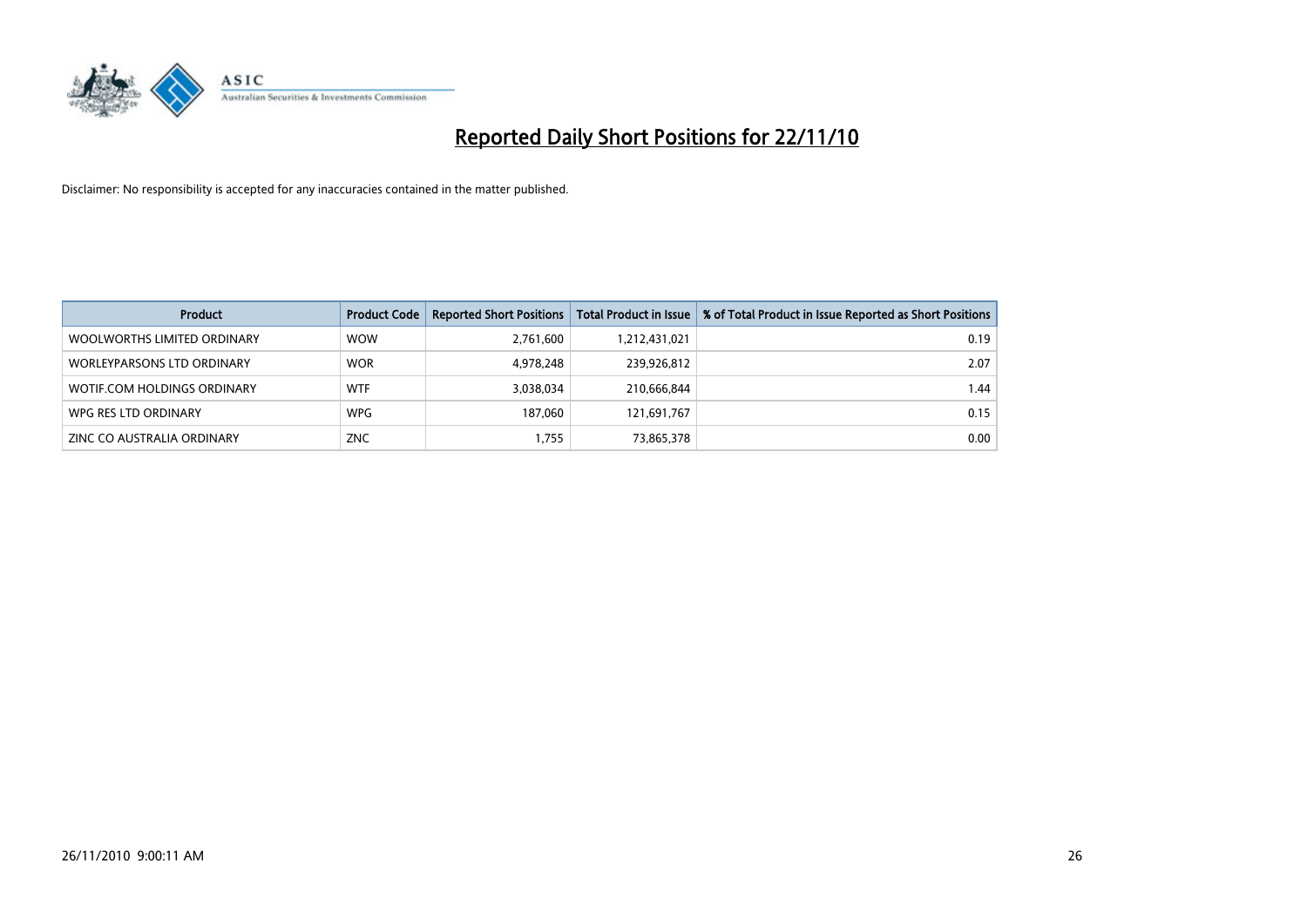# Reported Daily Short Positions for 22/11/10

Disclaimer: No responsibility is accepted for any inaccuracies contained in the matter published.

| Product | Product Code | Reported Short Positions | Total Product in Issue | % of Total Product in Issue Reported as Short Positions |
|---|---|---|---|---|
| WOOLWORTHS LIMITED ORDINARY | WOW | 2,761,600 | 1,212,431,021 | 0.19 |
| WORLEYPARSONS LTD ORDINARY | WOR | 4,978,248 | 239,926,812 | 2.07 |
| WOTIF.COM HOLDINGS ORDINARY | WTF | 3,038,034 | 210,666,844 | 1.44 |
| WPG RES LTD ORDINARY | WPG | 187,060 | 121,691,767 | 0.15 |
| ZINC CO AUSTRALIA ORDINARY | ZNC | 1,755 | 73,865,378 | 0.00 |

26/11/2010 9:00:11 AM